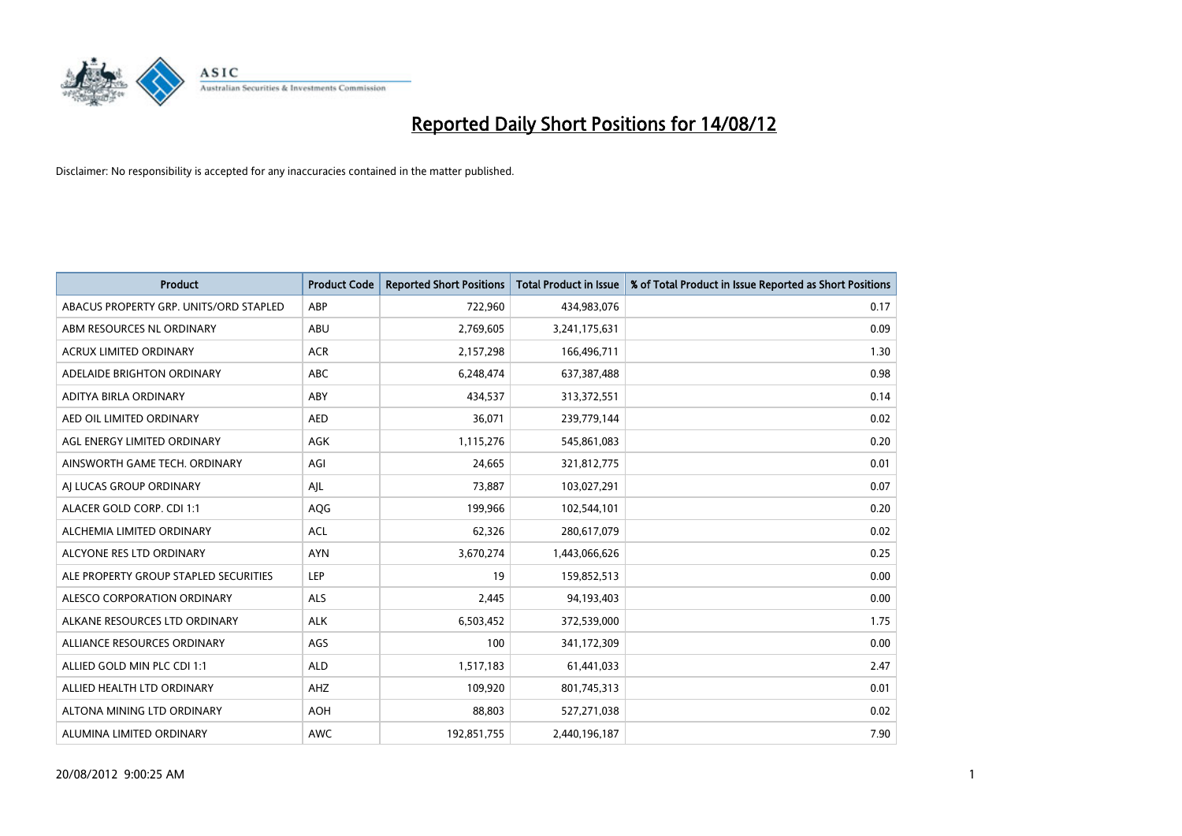# Reported Daily Short Positions for 14/08/12

Disclaimer: No responsibility is accepted for any inaccuracies contained in the matter published.

| Product | Product Code | Reported Short Positions | Total Product in Issue | % of Total Product in Issue Reported as Short Positions |
|---|---|---|---|---|
| ABACUS PROPERTY GRP. UNITS/ORD STAPLED | ABP | 722,960 | 434,983,076 | 0.17 |
| ABM RESOURCES NL ORDINARY | ABU | 2,769,605 | 3,241,175,631 | 0.09 |
| ACRUX LIMITED ORDINARY | ACR | 2,157,298 | 166,496,711 | 1.30 |
| ADELAIDE BRIGHTON ORDINARY | ABC | 6,248,474 | 637,387,488 | 0.98 |
| ADITYA BIRLA ORDINARY | ABY | 434,537 | 313,372,551 | 0.14 |
| AED OIL LIMITED ORDINARY | AED | 36,071 | 239,779,144 | 0.02 |
| AGL ENERGY LIMITED ORDINARY | AGK | 1,115,276 | 545,861,083 | 0.20 |
| AINSWORTH GAME TECH. ORDINARY | AGI | 24,665 | 321,812,775 | 0.01 |
| AJ LUCAS GROUP ORDINARY | AJL | 73,887 | 103,027,291 | 0.07 |
| ALACER GOLD CORP. CDI 1:1 | AQG | 199,966 | 102,544,101 | 0.20 |
| ALCHEMIA LIMITED ORDINARY | ACL | 62,326 | 280,617,079 | 0.02 |
| ALCYONE RES LTD ORDINARY | AYN | 3,670,274 | 1,443,066,626 | 0.25 |
| ALE PROPERTY GROUP STAPLED SECURITIES | LEP | 19 | 159,852,513 | 0.00 |
| ALESCO CORPORATION ORDINARY | ALS | 2,445 | 94,193,403 | 0.00 |
| ALKANE RESOURCES LTD ORDINARY | ALK | 6,503,452 | 372,539,000 | 1.75 |
| ALLIANCE RESOURCES ORDINARY | AGS | 100 | 341,172,309 | 0.00 |
| ALLIED GOLD MIN PLC CDI 1:1 | ALD | 1,517,183 | 61,441,033 | 2.47 |
| ALLIED HEALTH LTD ORDINARY | AHZ | 109,920 | 801,745,313 | 0.01 |
| ALTONA MINING LTD ORDINARY | AOH | 88,803 | 527,271,038 | 0.02 |
| ALUMINA LIMITED ORDINARY | AWC | 192,851,755 | 2,440,196,187 | 7.90 |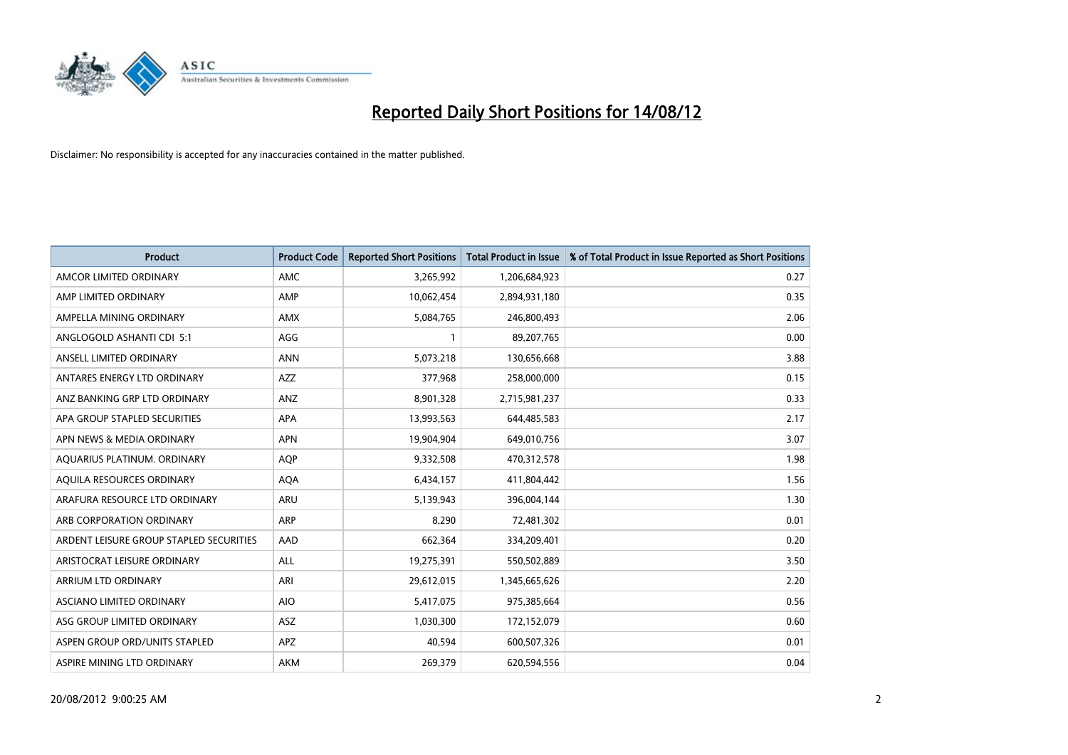# Reported Daily Short Positions for 14/08/12

Disclaimer: No responsibility is accepted for any inaccuracies contained in the matter published.

| Product | Product Code | Reported Short Positions | Total Product in Issue | % of Total Product in Issue Reported as Short Positions |
|---|---|---|---|---|
| AMCOR LIMITED ORDINARY | AMC | 3,265,992 | 1,206,684,923 | 0.27 |
| AMP LIMITED ORDINARY | AMP | 10,062,454 | 2,894,931,180 | 0.35 |
| AMPELLA MINING ORDINARY | AMX | 5,084,765 | 246,800,493 | 2.06 |
| ANGLOGOLD ASHANTI CDI 5:1 | AGG | 1 | 89,207,765 | 0.00 |
| ANSELL LIMITED ORDINARY | ANN | 5,073,218 | 130,656,668 | 3.88 |
| ANTARES ENERGY LTD ORDINARY | AZZ | 377,968 | 258,000,000 | 0.15 |
| ANZ BANKING GRP LTD ORDINARY | ANZ | 8,901,328 | 2,715,981,237 | 0.33 |
| APA GROUP STAPLED SECURITIES | APA | 13,993,563 | 644,485,583 | 2.17 |
| APN NEWS & MEDIA ORDINARY | APN | 19,904,904 | 649,010,756 | 3.07 |
| AQUARIUS PLATINUM. ORDINARY | AQP | 9,332,508 | 470,312,578 | 1.98 |
| AQUILA RESOURCES ORDINARY | AQA | 6,434,157 | 411,804,442 | 1.56 |
| ARAFURA RESOURCE LTD ORDINARY | ARU | 5,139,943 | 396,004,144 | 1.30 |
| ARB CORPORATION ORDINARY | ARP | 8,290 | 72,481,302 | 0.01 |
| ARDENT LEISURE GROUP STAPLED SECURITIES | AAD | 662,364 | 334,209,401 | 0.20 |
| ARISTOCRAT LEISURE ORDINARY | ALL | 19,275,391 | 550,502,889 | 3.50 |
| ARRIUM LTD ORDINARY | ARI | 29,612,015 | 1,345,665,626 | 2.20 |
| ASCIANO LIMITED ORDINARY | AIO | 5,417,075 | 975,385,664 | 0.56 |
| ASG GROUP LIMITED ORDINARY | ASZ | 1,030,300 | 172,152,079 | 0.60 |
| ASPEN GROUP ORD/UNITS STAPLED | APZ | 40,594 | 600,507,326 | 0.01 |
| ASPIRE MINING LTD ORDINARY | AKM | 269,379 | 620,594,556 | 0.04 |

20/08/2012 9:00:25 AM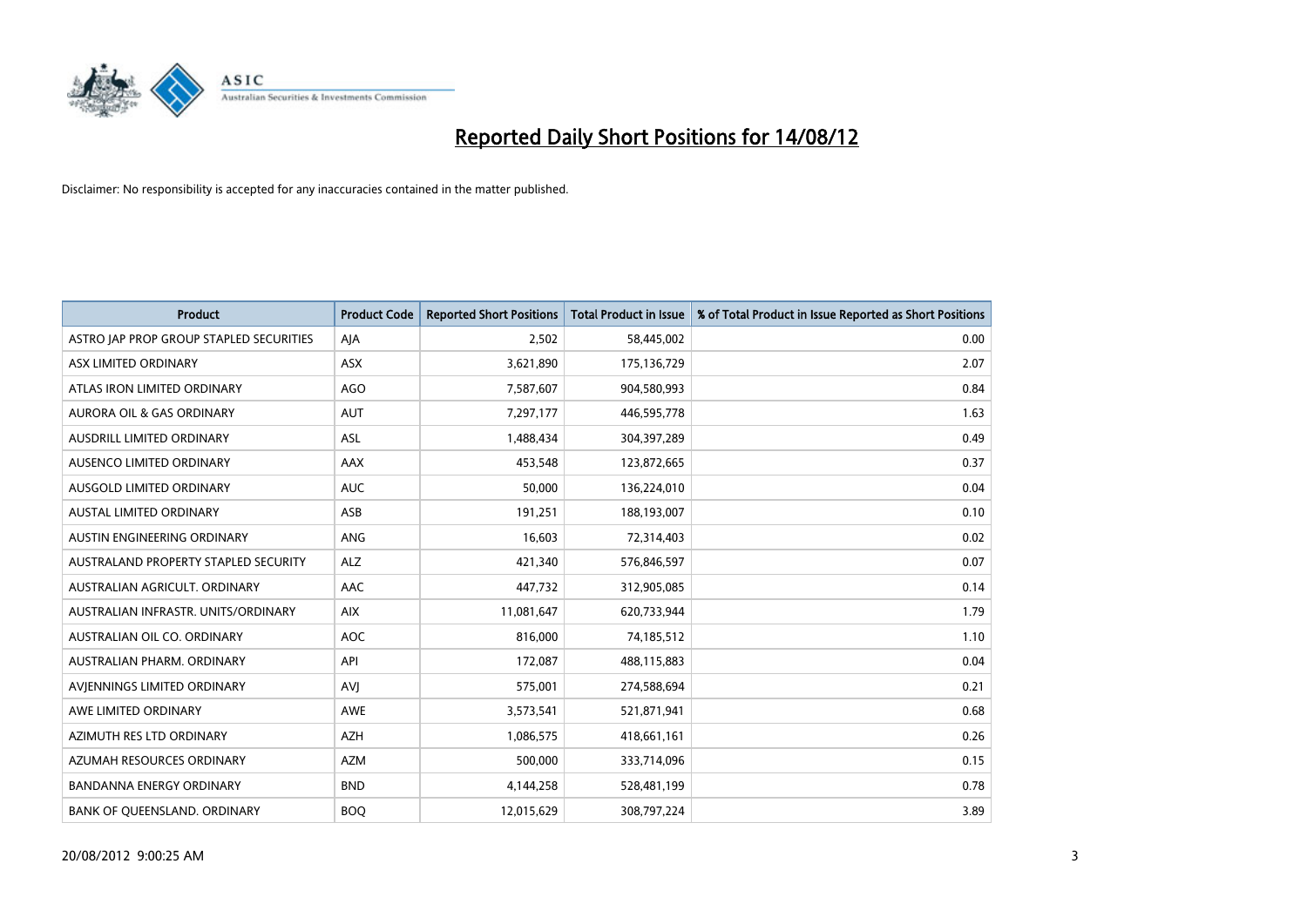# Reported Daily Short Positions for 14/08/12

Disclaimer: No responsibility is accepted for any inaccuracies contained in the matter published.

| Product | Product Code | Reported Short Positions | Total Product in Issue | % of Total Product in Issue Reported as Short Positions |
|---|---|---|---|---|
| ASTRO JAP PROP GROUP STAPLED SECURITIES | AJA | 2,502 | 58,445,002 | 0.00 |
| ASX LIMITED ORDINARY | ASX | 3,621,890 | 175,136,729 | 2.07 |
| ATLAS IRON LIMITED ORDINARY | AGO | 7,587,607 | 904,580,993 | 0.84 |
| AURORA OIL & GAS ORDINARY | AUT | 7,297,177 | 446,595,778 | 1.63 |
| AUSDRILL LIMITED ORDINARY | ASL | 1,488,434 | 304,397,289 | 0.49 |
| AUSENCO LIMITED ORDINARY | AAX | 453,548 | 123,872,665 | 0.37 |
| AUSGOLD LIMITED ORDINARY | AUC | 50,000 | 136,224,010 | 0.04 |
| AUSTAL LIMITED ORDINARY | ASB | 191,251 | 188,193,007 | 0.10 |
| AUSTIN ENGINEERING ORDINARY | ANG | 16,603 | 72,314,403 | 0.02 |
| AUSTRALAND PROPERTY STAPLED SECURITY | ALZ | 421,340 | 576,846,597 | 0.07 |
| AUSTRALIAN AGRICULT. ORDINARY | AAC | 447,732 | 312,905,085 | 0.14 |
| AUSTRALIAN INFRASTR. UNITS/ORDINARY | AIX | 11,081,647 | 620,733,944 | 1.79 |
| AUSTRALIAN OIL CO. ORDINARY | AOC | 816,000 | 74,185,512 | 1.10 |
| AUSTRALIAN PHARM. ORDINARY | API | 172,087 | 488,115,883 | 0.04 |
| AVJENNINGS LIMITED ORDINARY | AVJ | 575,001 | 274,588,694 | 0.21 |
| AWE LIMITED ORDINARY | AWE | 3,573,541 | 521,871,941 | 0.68 |
| AZIMUTH RES LTD ORDINARY | AZH | 1,086,575 | 418,661,161 | 0.26 |
| AZUMAH RESOURCES ORDINARY | AZM | 500,000 | 333,714,096 | 0.15 |
| BANDANNA ENERGY ORDINARY | BND | 4,144,258 | 528,481,199 | 0.78 |
| BANK OF QUEENSLAND. ORDINARY | BOQ | 12,015,629 | 308,797,224 | 3.89 |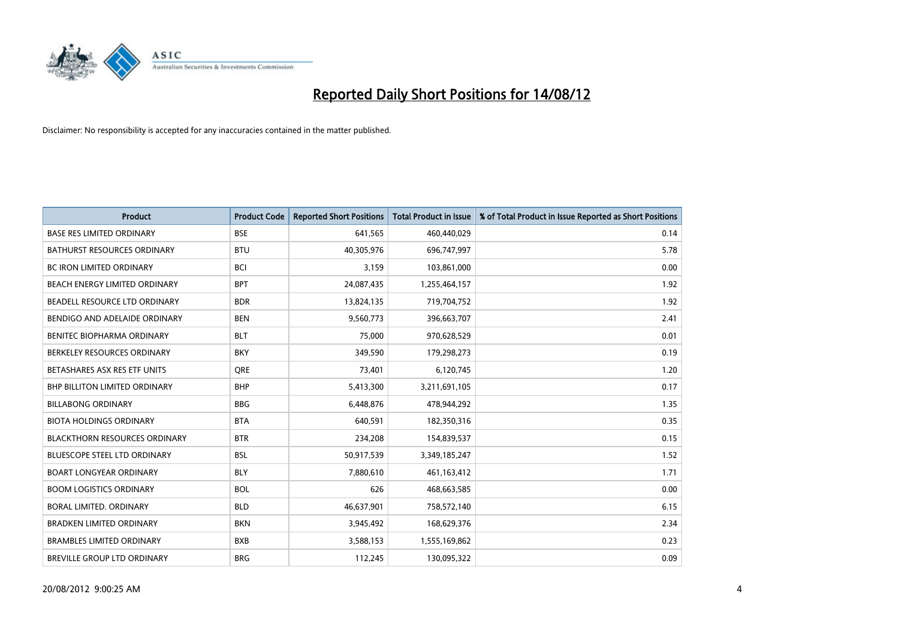# Reported Daily Short Positions for 14/08/12

Disclaimer: No responsibility is accepted for any inaccuracies contained in the matter published.

| Product | Product Code | Reported Short Positions | Total Product in Issue | % of Total Product in Issue Reported as Short Positions |
| --- | --- | --- | --- | --- |
| BASE RES LIMITED ORDINARY | BSE | 641,565 | 460,440,029 | 0.14 |
| BATHURST RESOURCES ORDINARY | BTU | 40,305,976 | 696,747,997 | 5.78 |
| BC IRON LIMITED ORDINARY | BCI | 3,159 | 103,861,000 | 0.00 |
| BEACH ENERGY LIMITED ORDINARY | BPT | 24,087,435 | 1,255,464,157 | 1.92 |
| BEADELL RESOURCE LTD ORDINARY | BDR | 13,824,135 | 719,704,752 | 1.92 |
| BENDIGO AND ADELAIDE ORDINARY | BEN | 9,560,773 | 396,663,707 | 2.41 |
| BENITEC BIOPHARMA ORDINARY | BLT | 75,000 | 970,628,529 | 0.01 |
| BERKELEY RESOURCES ORDINARY | BKY | 349,590 | 179,298,273 | 0.19 |
| BETASHARES ASX RES ETF UNITS | QRE | 73,401 | 6,120,745 | 1.20 |
| BHP BILLITON LIMITED ORDINARY | BHP | 5,413,300 | 3,211,691,105 | 0.17 |
| BILLABONG ORDINARY | BBG | 6,448,876 | 478,944,292 | 1.35 |
| BIOTA HOLDINGS ORDINARY | BTA | 640,591 | 182,350,316 | 0.35 |
| BLACKTHORN RESOURCES ORDINARY | BTR | 234,208 | 154,839,537 | 0.15 |
| BLUESCOPE STEEL LTD ORDINARY | BSL | 50,917,539 | 3,349,185,247 | 1.52 |
| BOART LONGYEAR ORDINARY | BLY | 7,880,610 | 461,163,412 | 1.71 |
| BOOM LOGISTICS ORDINARY | BOL | 626 | 468,663,585 | 0.00 |
| BORAL LIMITED. ORDINARY | BLD | 46,637,901 | 758,572,140 | 6.15 |
| BRADKEN LIMITED ORDINARY | BKN | 3,945,492 | 168,629,376 | 2.34 |
| BRAMBLES LIMITED ORDINARY | BXB | 3,588,153 | 1,555,169,862 | 0.23 |
| BREVILLE GROUP LTD ORDINARY | BRG | 112,245 | 130,095,322 | 0.09 |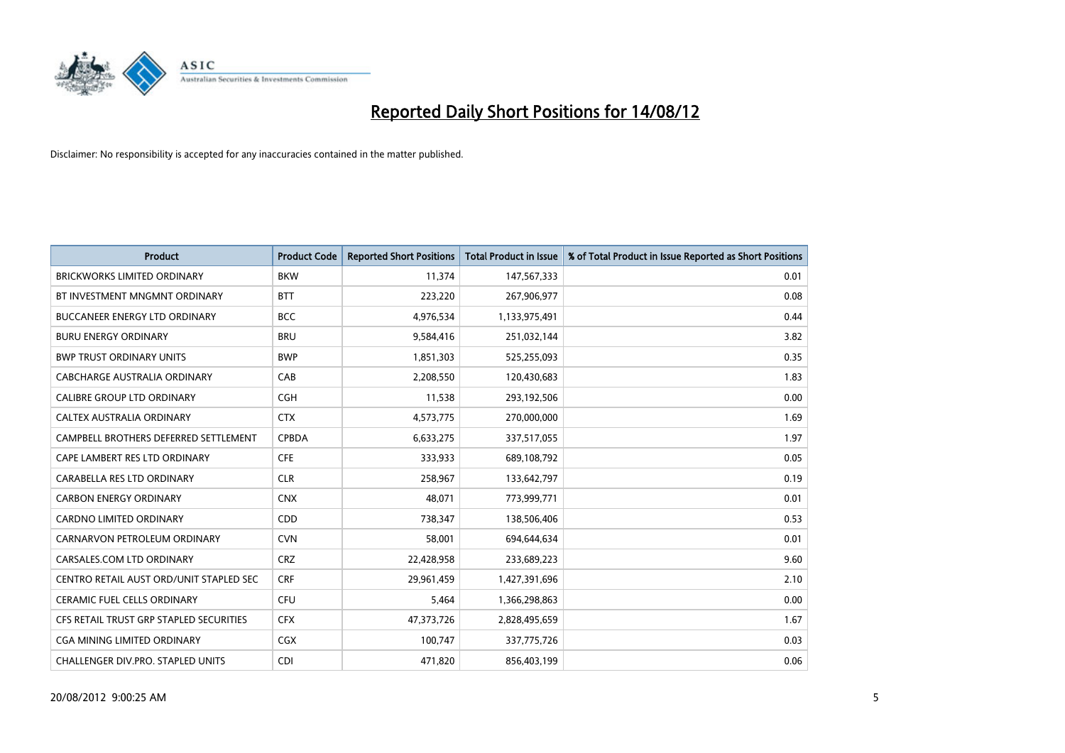# Reported Daily Short Positions for 14/08/12

Disclaimer: No responsibility is accepted for any inaccuracies contained in the matter published.

| Product | Product Code | Reported Short Positions | Total Product in Issue | % of Total Product in Issue Reported as Short Positions |
|---|---|---|---|---|
| BRICKWORKS LIMITED ORDINARY | BKW | 11,374 | 147,567,333 | 0.01 |
| BT INVESTMENT MNGMNT ORDINARY | BTT | 223,220 | 267,906,977 | 0.08 |
| BUCCANEER ENERGY LTD ORDINARY | BCC | 4,976,534 | 1,133,975,491 | 0.44 |
| BURU ENERGY ORDINARY | BRU | 9,584,416 | 251,032,144 | 3.82 |
| BWP TRUST ORDINARY UNITS | BWP | 1,851,303 | 525,255,093 | 0.35 |
| CABCHARGE AUSTRALIA ORDINARY | CAB | 2,208,550 | 120,430,683 | 1.83 |
| CALIBRE GROUP LTD ORDINARY | CGH | 11,538 | 293,192,506 | 0.00 |
| CALTEX AUSTRALIA ORDINARY | CTX | 4,573,775 | 270,000,000 | 1.69 |
| CAMPBELL BROTHERS DEFERRED SETTLEMENT | CPBDA | 6,633,275 | 337,517,055 | 1.97 |
| CAPE LAMBERT RES LTD ORDINARY | CFE | 333,933 | 689,108,792 | 0.05 |
| CARABELLA RES LTD ORDINARY | CLR | 258,967 | 133,642,797 | 0.19 |
| CARBON ENERGY ORDINARY | CNX | 48,071 | 773,999,771 | 0.01 |
| CARDNO LIMITED ORDINARY | CDD | 738,347 | 138,506,406 | 0.53 |
| CARNARVON PETROLEUM ORDINARY | CVN | 58,001 | 694,644,634 | 0.01 |
| CARSALES.COM LTD ORDINARY | CRZ | 22,428,958 | 233,689,223 | 9.60 |
| CENTRO RETAIL AUST ORD/UNIT STAPLED SEC | CRF | 29,961,459 | 1,427,391,696 | 2.10 |
| CERAMIC FUEL CELLS ORDINARY | CFU | 5,464 | 1,366,298,863 | 0.00 |
| CFS RETAIL TRUST GRP STAPLED SECURITIES | CFX | 47,373,726 | 2,828,495,659 | 1.67 |
| CGA MINING LIMITED ORDINARY | CGX | 100,747 | 337,775,726 | 0.03 |
| CHALLENGER DIV.PRO. STAPLED UNITS | CDI | 471,820 | 856,403,199 | 0.06 |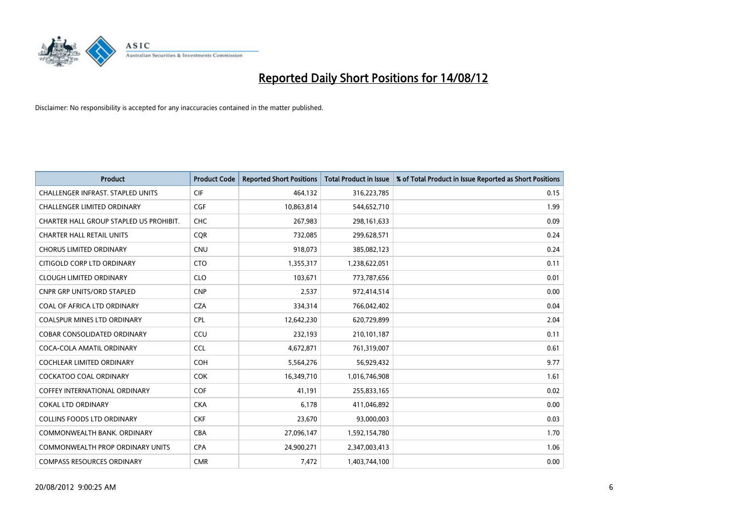# Reported Daily Short Positions for 14/08/12

Disclaimer: No responsibility is accepted for any inaccuracies contained in the matter published.

| Product | Product Code | Reported Short Positions | Total Product in Issue | % of Total Product in Issue Reported as Short Positions |
|---|---|---|---|---|
| CHALLENGER INFRAST. STAPLED UNITS | CIF | 464,132 | 316,223,785 | 0.15 |
| CHALLENGER LIMITED ORDINARY | CGF | 10,863,814 | 544,652,710 | 1.99 |
| CHARTER HALL GROUP STAPLED US PROHIBIT. | CHC | 267,983 | 298,161,633 | 0.09 |
| CHARTER HALL RETAIL UNITS | CQR | 732,085 | 299,628,571 | 0.24 |
| CHORUS LIMITED ORDINARY | CNU | 918,073 | 385,082,123 | 0.24 |
| CITIGOLD CORP LTD ORDINARY | CTO | 1,355,317 | 1,238,622,051 | 0.11 |
| CLOUGH LIMITED ORDINARY | CLO | 103,671 | 773,787,656 | 0.01 |
| CNPR GRP UNITS/ORD STAPLED | CNP | 2,537 | 972,414,514 | 0.00 |
| COAL OF AFRICA LTD ORDINARY | CZA | 334,314 | 766,042,402 | 0.04 |
| COALSPUR MINES LTD ORDINARY | CPL | 12,642,230 | 620,729,899 | 2.04 |
| COBAR CONSOLIDATED ORDINARY | CCU | 232,193 | 210,101,187 | 0.11 |
| COCA-COLA AMATIL ORDINARY | CCL | 4,672,871 | 761,319,007 | 0.61 |
| COCHLEAR LIMITED ORDINARY | COH | 5,564,276 | 56,929,432 | 9.77 |
| COCKATOO COAL ORDINARY | COK | 16,349,710 | 1,016,746,908 | 1.61 |
| COFFEY INTERNATIONAL ORDINARY | COF | 41,191 | 255,833,165 | 0.02 |
| COKAL LTD ORDINARY | CKA | 6,178 | 411,046,892 | 0.00 |
| COLLINS FOODS LTD ORDINARY | CKF | 23,670 | 93,000,003 | 0.03 |
| COMMONWEALTH BANK. ORDINARY | CBA | 27,096,147 | 1,592,154,780 | 1.70 |
| COMMONWEALTH PROP ORDINARY UNITS | CPA | 24,900,271 | 2,347,003,413 | 1.06 |
| COMPASS RESOURCES ORDINARY | CMR | 7,472 | 1,403,744,100 | 0.00 |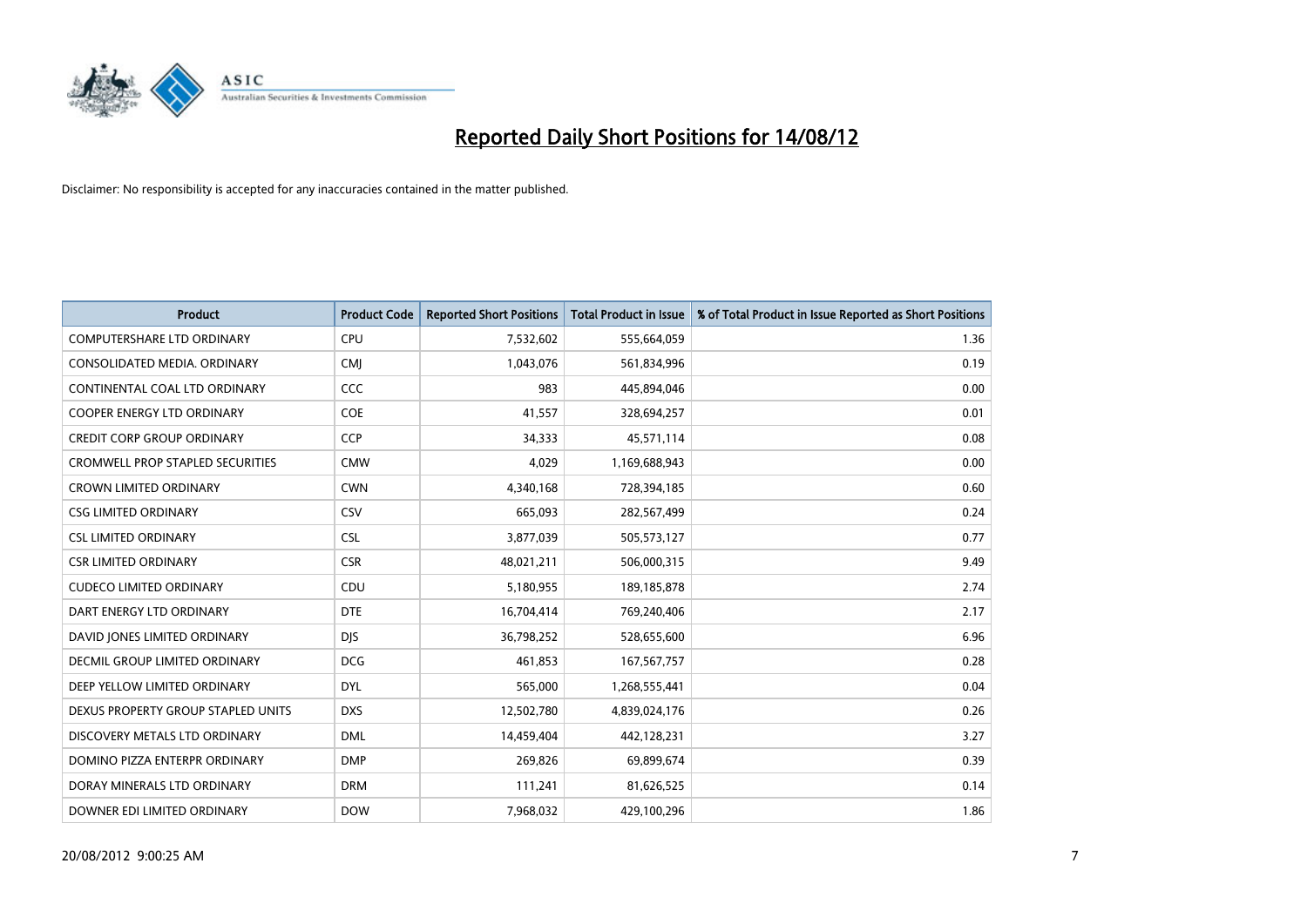# Reported Daily Short Positions for 14/08/12

Disclaimer: No responsibility is accepted for any inaccuracies contained in the matter published.

| Product | Product Code | Reported Short Positions | Total Product in Issue | % of Total Product in Issue Reported as Short Positions |
|---|---|---|---|---|
| COMPUTERSHARE LTD ORDINARY | CPU | 7,532,602 | 555,664,059 | 1.36 |
| CONSOLIDATED MEDIA. ORDINARY | CMJ | 1,043,076 | 561,834,996 | 0.19 |
| CONTINENTAL COAL LTD ORDINARY | CCC | 983 | 445,894,046 | 0.00 |
| COOPER ENERGY LTD ORDINARY | COE | 41,557 | 328,694,257 | 0.01 |
| CREDIT CORP GROUP ORDINARY | CCP | 34,333 | 45,571,114 | 0.08 |
| CROMWELL PROP STAPLED SECURITIES | CMW | 4,029 | 1,169,688,943 | 0.00 |
| CROWN LIMITED ORDINARY | CWN | 4,340,168 | 728,394,185 | 0.60 |
| CSG LIMITED ORDINARY | CSV | 665,093 | 282,567,499 | 0.24 |
| CSL LIMITED ORDINARY | CSL | 3,877,039 | 505,573,127 | 0.77 |
| CSR LIMITED ORDINARY | CSR | 48,021,211 | 506,000,315 | 9.49 |
| CUDECO LIMITED ORDINARY | CDU | 5,180,955 | 189,185,878 | 2.74 |
| DART ENERGY LTD ORDINARY | DTE | 16,704,414 | 769,240,406 | 2.17 |
| DAVID JONES LIMITED ORDINARY | DJS | 36,798,252 | 528,655,600 | 6.96 |
| DECMIL GROUP LIMITED ORDINARY | DCG | 461,853 | 167,567,757 | 0.28 |
| DEEP YELLOW LIMITED ORDINARY | DYL | 565,000 | 1,268,555,441 | 0.04 |
| DEXUS PROPERTY GROUP STAPLED UNITS | DXS | 12,502,780 | 4,839,024,176 | 0.26 |
| DISCOVERY METALS LTD ORDINARY | DML | 14,459,404 | 442,128,231 | 3.27 |
| DOMINO PIZZA ENTERPR ORDINARY | DMP | 269,826 | 69,899,674 | 0.39 |
| DORAY MINERALS LTD ORDINARY | DRM | 111,241 | 81,626,525 | 0.14 |
| DOWNER EDI LIMITED ORDINARY | DOW | 7,968,032 | 429,100,296 | 1.86 |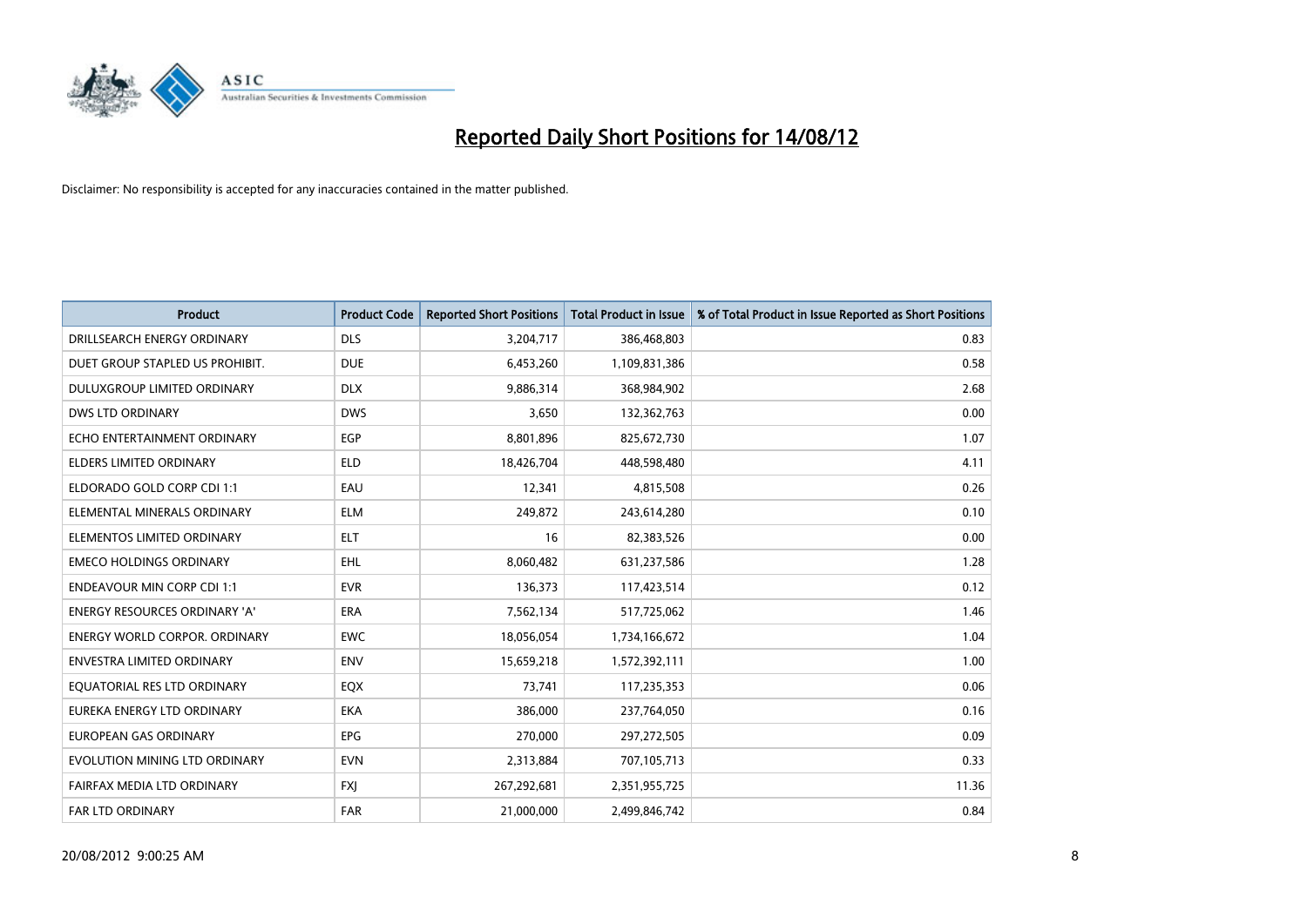# Reported Daily Short Positions for 14/08/12

Disclaimer: No responsibility is accepted for any inaccuracies contained in the matter published.

| Product | Product Code | Reported Short Positions | Total Product in Issue | % of Total Product in Issue Reported as Short Positions |
|---|---|---|---|---|
| DRILLSEARCH ENERGY ORDINARY | DLS | 3,204,717 | 386,468,803 | 0.83 |
| DUET GROUP STAPLED US PROHIBIT. | DUE | 6,453,260 | 1,109,831,386 | 0.58 |
| DULUXGROUP LIMITED ORDINARY | DLX | 9,886,314 | 368,984,902 | 2.68 |
| DWS LTD ORDINARY | DWS | 3,650 | 132,362,763 | 0.00 |
| ECHO ENTERTAINMENT ORDINARY | EGP | 8,801,896 | 825,672,730 | 1.07 |
| ELDERS LIMITED ORDINARY | ELD | 18,426,704 | 448,598,480 | 4.11 |
| ELDORADO GOLD CORP CDI 1:1 | EAU | 12,341 | 4,815,508 | 0.26 |
| ELEMENTAL MINERALS ORDINARY | ELM | 249,872 | 243,614,280 | 0.10 |
| ELEMENTOS LIMITED ORDINARY | ELT | 16 | 82,383,526 | 0.00 |
| EMECO HOLDINGS ORDINARY | EHL | 8,060,482 | 631,237,586 | 1.28 |
| ENDEAVOUR MIN CORP CDI 1:1 | EVR | 136,373 | 117,423,514 | 0.12 |
| ENERGY RESOURCES ORDINARY 'A' | ERA | 7,562,134 | 517,725,062 | 1.46 |
| ENERGY WORLD CORPOR. ORDINARY | EWC | 18,056,054 | 1,734,166,672 | 1.04 |
| ENVESTRA LIMITED ORDINARY | ENV | 15,659,218 | 1,572,392,111 | 1.00 |
| EQUATORIAL RES LTD ORDINARY | EQX | 73,741 | 117,235,353 | 0.06 |
| EUREKA ENERGY LTD ORDINARY | EKA | 386,000 | 237,764,050 | 0.16 |
| EUROPEAN GAS ORDINARY | EPG | 270,000 | 297,272,505 | 0.09 |
| EVOLUTION MINING LTD ORDINARY | EVN | 2,313,884 | 707,105,713 | 0.33 |
| FAIRFAX MEDIA LTD ORDINARY | FXJ | 267,292,681 | 2,351,955,725 | 11.36 |
| FAR LTD ORDINARY | FAR | 21,000,000 | 2,499,846,742 | 0.84 |

20/08/2012 9:00:25 AM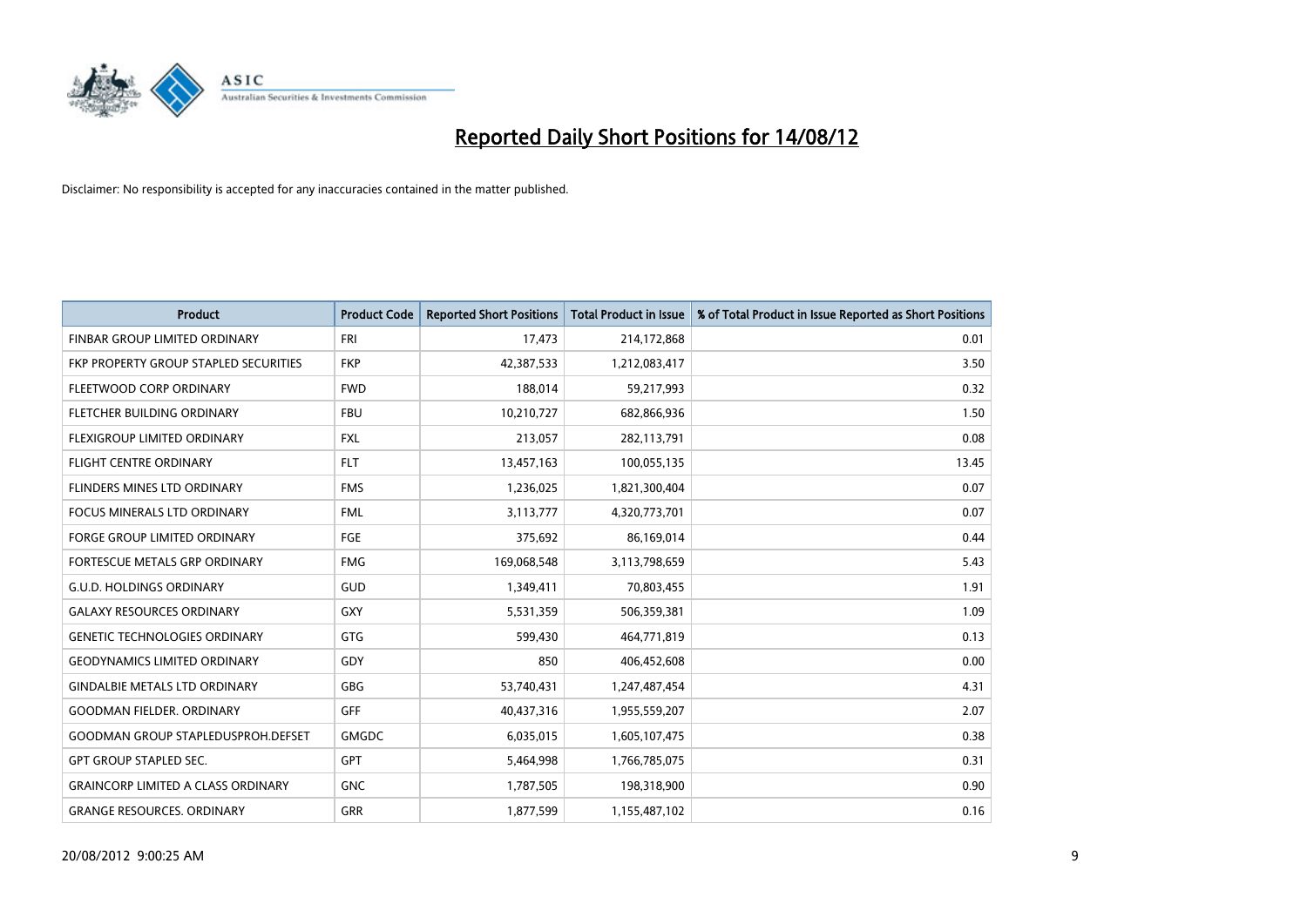# Reported Daily Short Positions for 14/08/12

Disclaimer: No responsibility is accepted for any inaccuracies contained in the matter published.

| Product | Product Code | Reported Short Positions | Total Product in Issue | % of Total Product in Issue Reported as Short Positions |
| --- | --- | --- | --- | --- |
| FINBAR GROUP LIMITED ORDINARY | FRI | 17,473 | 214,172,868 | 0.01 |
| FKP PROPERTY GROUP STAPLED SECURITIES | FKP | 42,387,533 | 1,212,083,417 | 3.50 |
| FLEETWOOD CORP ORDINARY | FWD | 188,014 | 59,217,993 | 0.32 |
| FLETCHER BUILDING ORDINARY | FBU | 10,210,727 | 682,866,936 | 1.50 |
| FLEXIGROUP LIMITED ORDINARY | FXL | 213,057 | 282,113,791 | 0.08 |
| FLIGHT CENTRE ORDINARY | FLT | 13,457,163 | 100,055,135 | 13.45 |
| FLINDERS MINES LTD ORDINARY | FMS | 1,236,025 | 1,821,300,404 | 0.07 |
| FOCUS MINERALS LTD ORDINARY | FML | 3,113,777 | 4,320,773,701 | 0.07 |
| FORGE GROUP LIMITED ORDINARY | FGE | 375,692 | 86,169,014 | 0.44 |
| FORTESCUE METALS GRP ORDINARY | FMG | 169,068,548 | 3,113,798,659 | 5.43 |
| G.U.D. HOLDINGS ORDINARY | GUD | 1,349,411 | 70,803,455 | 1.91 |
| GALAXY RESOURCES ORDINARY | GXY | 5,531,359 | 506,359,381 | 1.09 |
| GENETIC TECHNOLOGIES ORDINARY | GTG | 599,430 | 464,771,819 | 0.13 |
| GEODYNAMICS LIMITED ORDINARY | GDY | 850 | 406,452,608 | 0.00 |
| GINDALBIE METALS LTD ORDINARY | GBG | 53,740,431 | 1,247,487,454 | 4.31 |
| GOODMAN FIELDER. ORDINARY | GFF | 40,437,316 | 1,955,559,207 | 2.07 |
| GOODMAN GROUP STAPLEDUSPROH.DEFSET | GMGDC | 6,035,015 | 1,605,107,475 | 0.38 |
| GPT GROUP STAPLED SEC. | GPT | 5,464,998 | 1,766,785,075 | 0.31 |
| GRAINCORP LIMITED A CLASS ORDINARY | GNC | 1,787,505 | 198,318,900 | 0.90 |
| GRANGE RESOURCES. ORDINARY | GRR | 1,877,599 | 1,155,487,102 | 0.16 |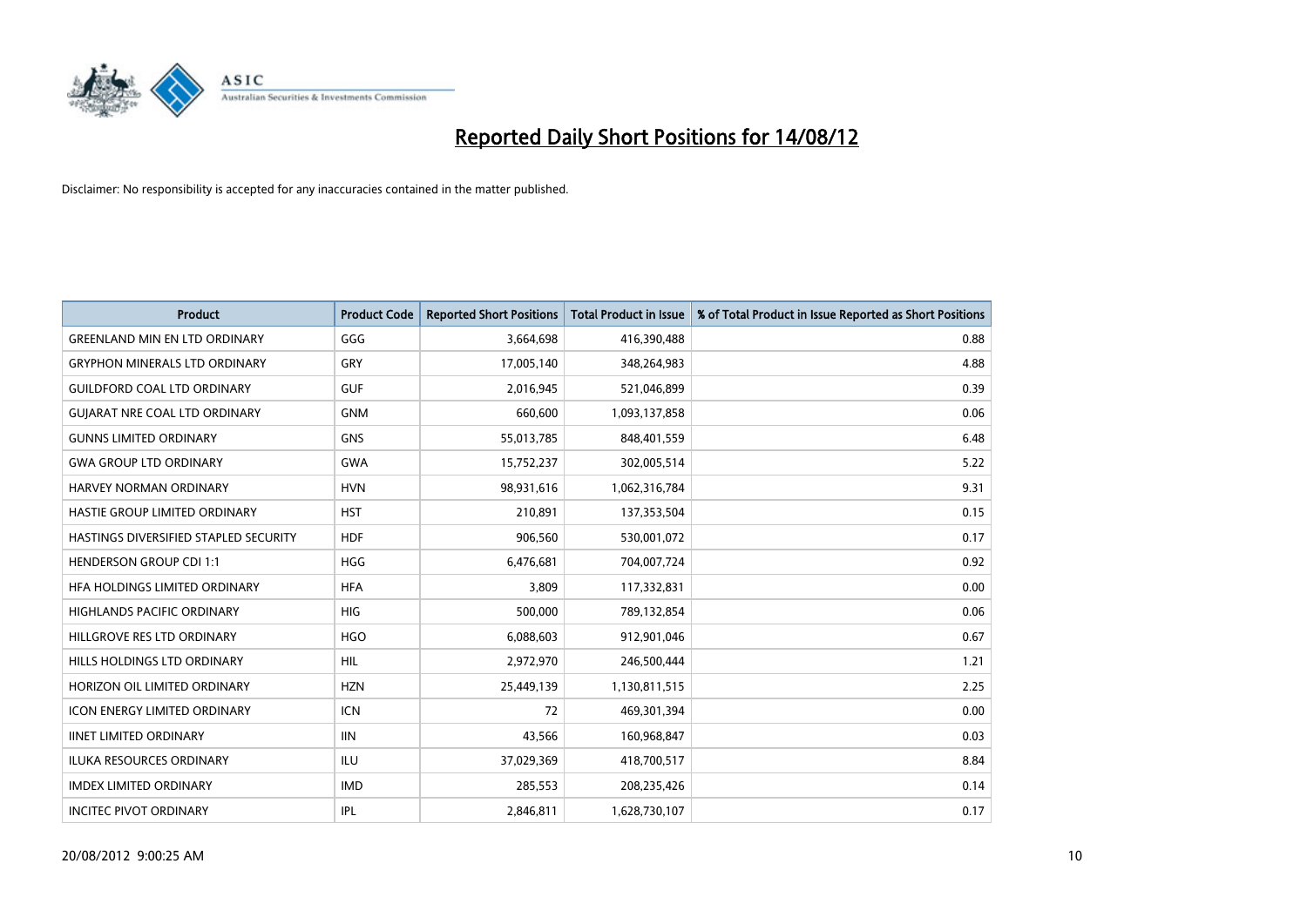# Reported Daily Short Positions for 14/08/12

Disclaimer: No responsibility is accepted for any inaccuracies contained in the matter published.

| Product | Product Code | Reported Short Positions | Total Product in Issue | % of Total Product in Issue Reported as Short Positions |
|---|---|---|---|---|
| GREENLAND MIN EN LTD ORDINARY | GGG | 3,664,698 | 416,390,488 | 0.88 |
| GRYPHON MINERALS LTD ORDINARY | GRY | 17,005,140 | 348,264,983 | 4.88 |
| GUILDFORD COAL LTD ORDINARY | GUF | 2,016,945 | 521,046,899 | 0.39 |
| GUJARAT NRE COAL LTD ORDINARY | GNM | 660,600 | 1,093,137,858 | 0.06 |
| GUNNS LIMITED ORDINARY | GNS | 55,013,785 | 848,401,559 | 6.48 |
| GWA GROUP LTD ORDINARY | GWA | 15,752,237 | 302,005,514 | 5.22 |
| HARVEY NORMAN ORDINARY | HVN | 98,931,616 | 1,062,316,784 | 9.31 |
| HASTIE GROUP LIMITED ORDINARY | HST | 210,891 | 137,353,504 | 0.15 |
| HASTINGS DIVERSIFIED STAPLED SECURITY | HDF | 906,560 | 530,001,072 | 0.17 |
| HENDERSON GROUP CDI 1:1 | HGG | 6,476,681 | 704,007,724 | 0.92 |
| HFA HOLDINGS LIMITED ORDINARY | HFA | 3,809 | 117,332,831 | 0.00 |
| HIGHLANDS PACIFIC ORDINARY | HIG | 500,000 | 789,132,854 | 0.06 |
| HILLGROVE RES LTD ORDINARY | HGO | 6,088,603 | 912,901,046 | 0.67 |
| HILLS HOLDINGS LTD ORDINARY | HIL | 2,972,970 | 246,500,444 | 1.21 |
| HORIZON OIL LIMITED ORDINARY | HZN | 25,449,139 | 1,130,811,515 | 2.25 |
| ICON ENERGY LIMITED ORDINARY | ICN | 72 | 469,301,394 | 0.00 |
| IINET LIMITED ORDINARY | IIN | 43,566 | 160,968,847 | 0.03 |
| ILUKA RESOURCES ORDINARY | ILU | 37,029,369 | 418,700,517 | 8.84 |
| IMDEX LIMITED ORDINARY | IMD | 285,553 | 208,235,426 | 0.14 |
| INCITEC PIVOT ORDINARY | IPL | 2,846,811 | 1,628,730,107 | 0.17 |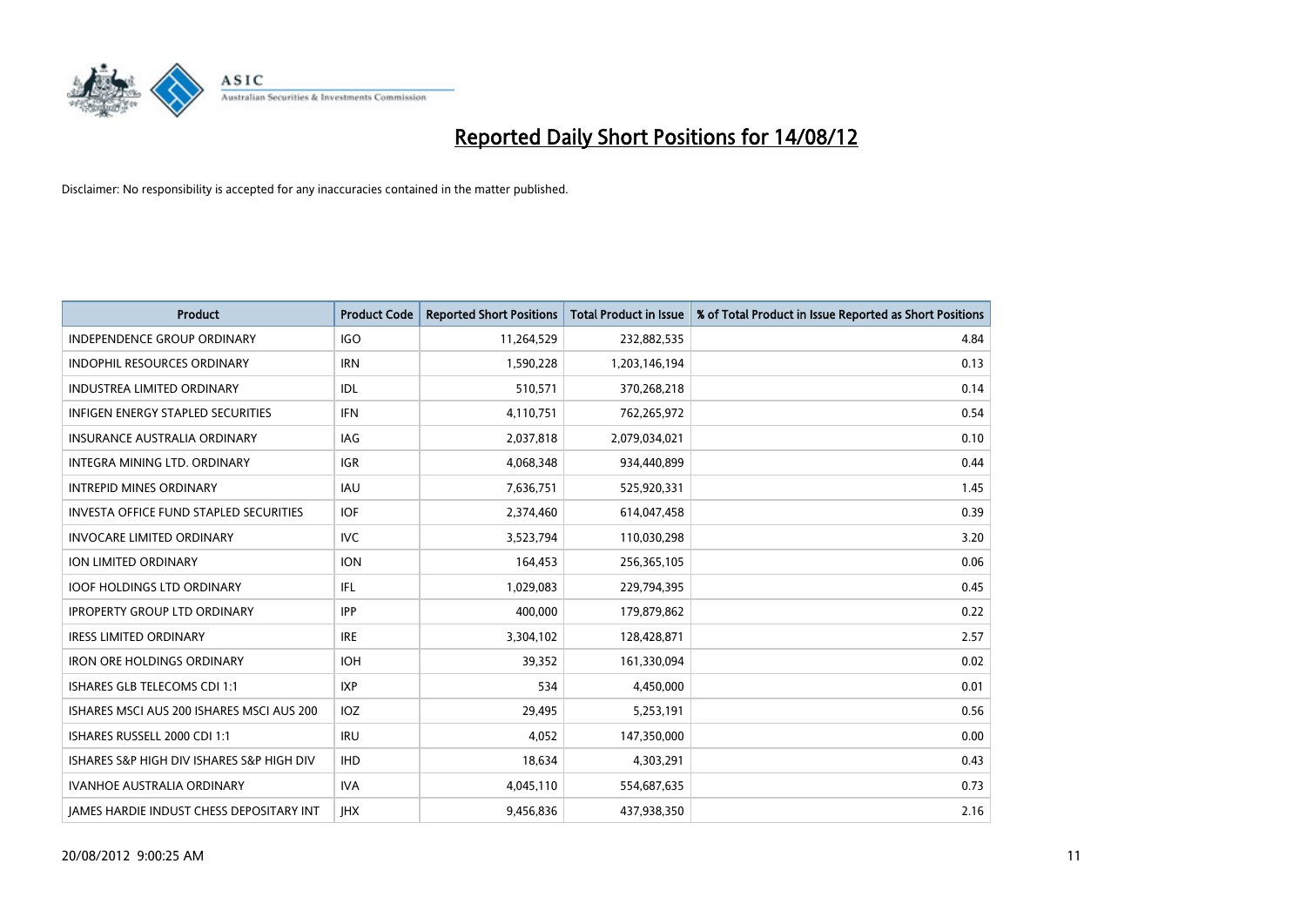# Reported Daily Short Positions for 14/08/12

Disclaimer: No responsibility is accepted for any inaccuracies contained in the matter published.

| Product | Product Code | Reported Short Positions | Total Product in Issue | % of Total Product in Issue Reported as Short Positions |
|---|---|---|---|---|
| INDEPENDENCE GROUP ORDINARY | IGO | 11,264,529 | 232,882,535 | 4.84 |
| INDOPHIL RESOURCES ORDINARY | IRN | 1,590,228 | 1,203,146,194 | 0.13 |
| INDUSTREA LIMITED ORDINARY | IDL | 510,571 | 370,268,218 | 0.14 |
| INFIGEN ENERGY STAPLED SECURITIES | IFN | 4,110,751 | 762,265,972 | 0.54 |
| INSURANCE AUSTRALIA ORDINARY | IAG | 2,037,818 | 2,079,034,021 | 0.10 |
| INTEGRA MINING LTD. ORDINARY | IGR | 4,068,348 | 934,440,899 | 0.44 |
| INTREPID MINES ORDINARY | IAU | 7,636,751 | 525,920,331 | 1.45 |
| INVESTA OFFICE FUND STAPLED SECURITIES | IOF | 2,374,460 | 614,047,458 | 0.39 |
| INVOCARE LIMITED ORDINARY | IVC | 3,523,794 | 110,030,298 | 3.20 |
| ION LIMITED ORDINARY | ION | 164,453 | 256,365,105 | 0.06 |
| IOOF HOLDINGS LTD ORDINARY | IFL | 1,029,083 | 229,794,395 | 0.45 |
| IPROPERTY GROUP LTD ORDINARY | IPP | 400,000 | 179,879,862 | 0.22 |
| IRESS LIMITED ORDINARY | IRE | 3,304,102 | 128,428,871 | 2.57 |
| IRON ORE HOLDINGS ORDINARY | IOH | 39,352 | 161,330,094 | 0.02 |
| ISHARES GLB TELECOMS CDI 1:1 | IXP | 534 | 4,450,000 | 0.01 |
| ISHARES MSCI AUS 200 ISHARES MSCI AUS 200 | IOZ | 29,495 | 5,253,191 | 0.56 |
| ISHARES RUSSELL 2000 CDI 1:1 | IRU | 4,052 | 147,350,000 | 0.00 |
| ISHARES S&P HIGH DIV ISHARES S&P HIGH DIV | IHD | 18,634 | 4,303,291 | 0.43 |
| IVANHOE AUSTRALIA ORDINARY | IVA | 4,045,110 | 554,687,635 | 0.73 |
| JAMES HARDIE INDUST CHESS DEPOSITARY INT | JHX | 9,456,836 | 437,938,350 | 2.16 |

20/08/2012 9:00:25 AM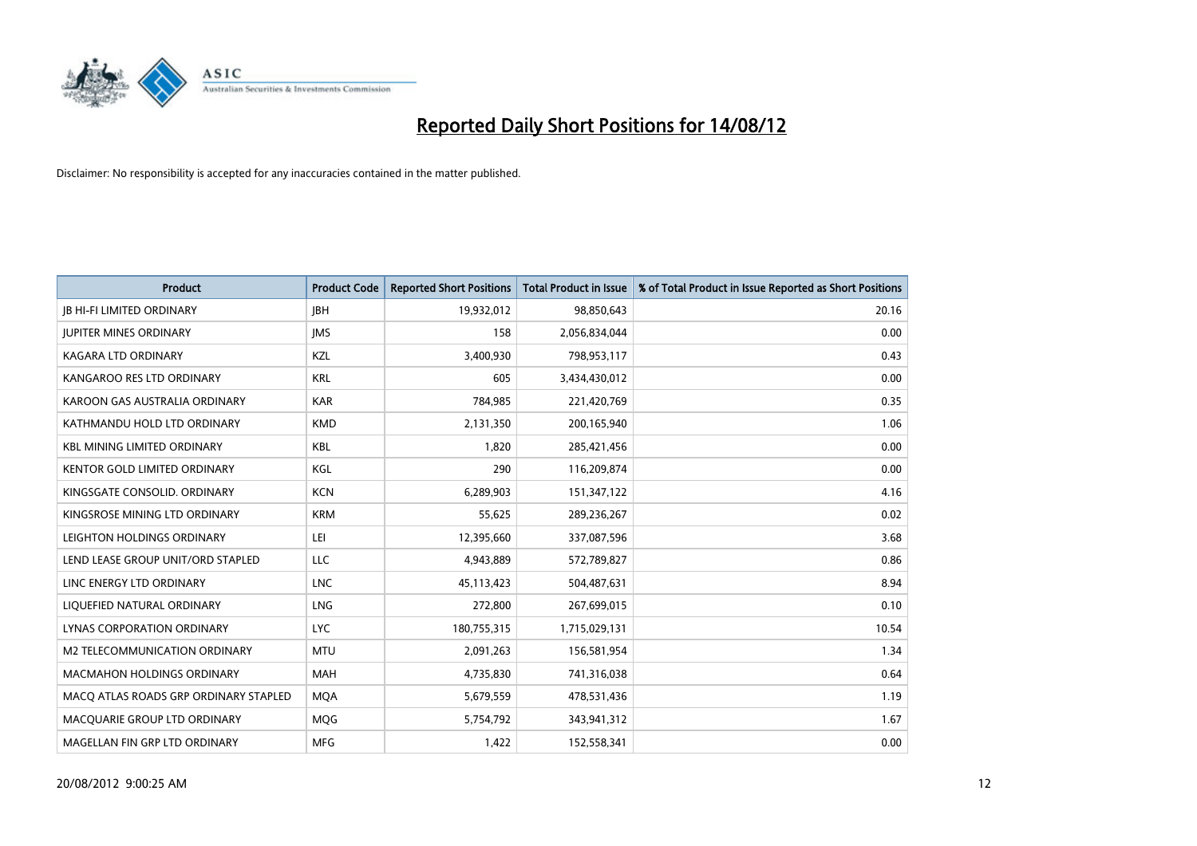# Reported Daily Short Positions for 14/08/12

Disclaimer: No responsibility is accepted for any inaccuracies contained in the matter published.

| Product | Product Code | Reported Short Positions | Total Product in Issue | % of Total Product in Issue Reported as Short Positions |
|---|---|---|---|---|
| JB HI-FI LIMITED ORDINARY | JBH | 19,932,012 | 98,850,643 | 20.16 |
| JUPITER MINES ORDINARY | JMS | 158 | 2,056,834,044 | 0.00 |
| KAGARA LTD ORDINARY | KZL | 3,400,930 | 798,953,117 | 0.43 |
| KANGAROO RES LTD ORDINARY | KRL | 605 | 3,434,430,012 | 0.00 |
| KAROON GAS AUSTRALIA ORDINARY | KAR | 784,985 | 221,420,769 | 0.35 |
| KATHMANDU HOLD LTD ORDINARY | KMD | 2,131,350 | 200,165,940 | 1.06 |
| KBL MINING LIMITED ORDINARY | KBL | 1,820 | 285,421,456 | 0.00 |
| KENTOR GOLD LIMITED ORDINARY | KGL | 290 | 116,209,874 | 0.00 |
| KINGSGATE CONSOLID. ORDINARY | KCN | 6,289,903 | 151,347,122 | 4.16 |
| KINGSROSE MINING LTD ORDINARY | KRM | 55,625 | 289,236,267 | 0.02 |
| LEIGHTON HOLDINGS ORDINARY | LEI | 12,395,660 | 337,087,596 | 3.68 |
| LEND LEASE GROUP UNIT/ORD STAPLED | LLC | 4,943,889 | 572,789,827 | 0.86 |
| LINC ENERGY LTD ORDINARY | LNC | 45,113,423 | 504,487,631 | 8.94 |
| LIQUEFIED NATURAL ORDINARY | LNG | 272,800 | 267,699,015 | 0.10 |
| LYNAS CORPORATION ORDINARY | LYC | 180,755,315 | 1,715,029,131 | 10.54 |
| M2 TELECOMMUNICATION ORDINARY | MTU | 2,091,263 | 156,581,954 | 1.34 |
| MACMAHON HOLDINGS ORDINARY | MAH | 4,735,830 | 741,316,038 | 0.64 |
| MACQ ATLAS ROADS GRP ORDINARY STAPLED | MQA | 5,679,559 | 478,531,436 | 1.19 |
| MACQUARIE GROUP LTD ORDINARY | MQG | 5,754,792 | 343,941,312 | 1.67 |
| MAGELLAN FIN GRP LTD ORDINARY | MFG | 1,422 | 152,558,341 | 0.00 |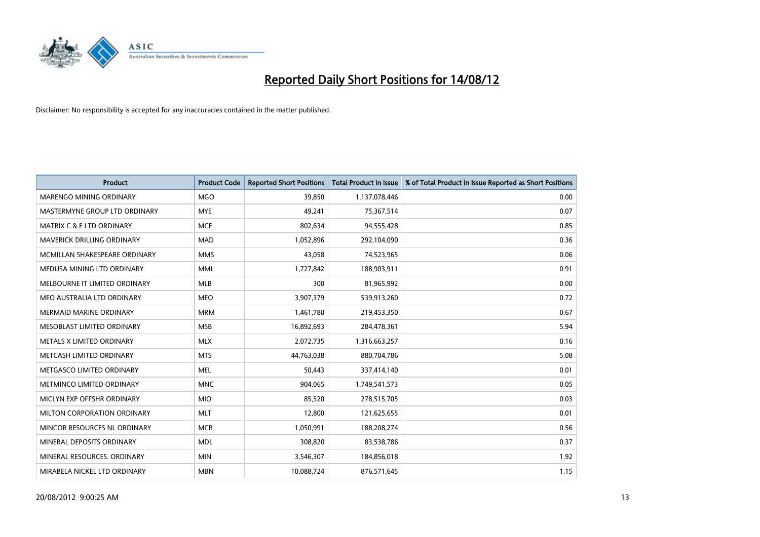# Reported Daily Short Positions for 14/08/12

Disclaimer: No responsibility is accepted for any inaccuracies contained in the matter published.

| Product | Product Code | Reported Short Positions | Total Product in Issue | % of Total Product in Issue Reported as Short Positions |
|---|---|---|---|---|
| MARENGO MINING ORDINARY | MGO | 39,850 | 1,137,078,446 | 0.00 |
| MASTERMYNE GROUP LTD ORDINARY | MYE | 49,241 | 75,367,514 | 0.07 |
| MATRIX C & E LTD ORDINARY | MCE | 802,634 | 94,555,428 | 0.85 |
| MAVERICK DRILLING ORDINARY | MAD | 1,052,896 | 292,104,090 | 0.36 |
| MCMILLAN SHAKESPEARE ORDINARY | MMS | 43,058 | 74,523,965 | 0.06 |
| MEDUSA MINING LTD ORDINARY | MML | 1,727,842 | 188,903,911 | 0.91 |
| MELBOURNE IT LIMITED ORDINARY | MLB | 300 | 81,965,992 | 0.00 |
| MEO AUSTRALIA LTD ORDINARY | MEO | 3,907,379 | 539,913,260 | 0.72 |
| MERMAID MARINE ORDINARY | MRM | 1,461,780 | 219,453,350 | 0.67 |
| MESOBLAST LIMITED ORDINARY | MSB | 16,892,693 | 284,478,361 | 5.94 |
| METALS X LIMITED ORDINARY | MLX | 2,072,735 | 1,316,663,257 | 0.16 |
| METCASH LIMITED ORDINARY | MTS | 44,763,038 | 880,704,786 | 5.08 |
| METGASCO LIMITED ORDINARY | MEL | 50,443 | 337,414,140 | 0.01 |
| METMINCO LIMITED ORDINARY | MNC | 904,065 | 1,749,541,573 | 0.05 |
| MICLYN EXP OFFSHR ORDINARY | MIO | 85,520 | 278,515,705 | 0.03 |
| MILTON CORPORATION ORDINARY | MLT | 12,800 | 121,625,655 | 0.01 |
| MINCOR RESOURCES NL ORDINARY | MCR | 1,050,991 | 188,208,274 | 0.56 |
| MINERAL DEPOSITS ORDINARY | MDL | 308,820 | 83,538,786 | 0.37 |
| MINERAL RESOURCES. ORDINARY | MIN | 3,546,307 | 184,856,018 | 1.92 |
| MIRABELA NICKEL LTD ORDINARY | MBN | 10,088,724 | 876,571,645 | 1.15 |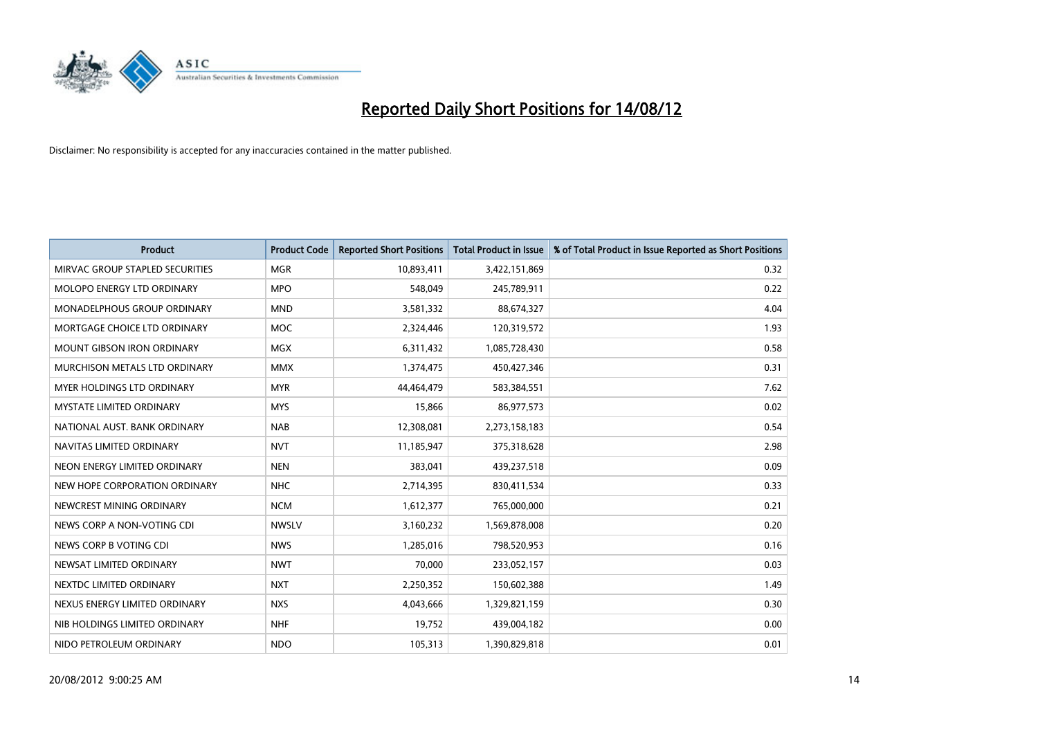# Reported Daily Short Positions for 14/08/12

Disclaimer: No responsibility is accepted for any inaccuracies contained in the matter published.

| Product | Product Code | Reported Short Positions | Total Product in Issue | % of Total Product in Issue Reported as Short Positions |
|---|---|---|---|---|
| MIRVAC GROUP STAPLED SECURITIES | MGR | 10,893,411 | 3,422,151,869 | 0.32 |
| MOLOPO ENERGY LTD ORDINARY | MPO | 548,049 | 245,789,911 | 0.22 |
| MONADELPHOUS GROUP ORDINARY | MND | 3,581,332 | 88,674,327 | 4.04 |
| MORTGAGE CHOICE LTD ORDINARY | MOC | 2,324,446 | 120,319,572 | 1.93 |
| MOUNT GIBSON IRON ORDINARY | MGX | 6,311,432 | 1,085,728,430 | 0.58 |
| MURCHISON METALS LTD ORDINARY | MMX | 1,374,475 | 450,427,346 | 0.31 |
| MYER HOLDINGS LTD ORDINARY | MYR | 44,464,479 | 583,384,551 | 7.62 |
| MYSTATE LIMITED ORDINARY | MYS | 15,866 | 86,977,573 | 0.02 |
| NATIONAL AUST. BANK ORDINARY | NAB | 12,308,081 | 2,273,158,183 | 0.54 |
| NAVITAS LIMITED ORDINARY | NVT | 11,185,947 | 375,318,628 | 2.98 |
| NEON ENERGY LIMITED ORDINARY | NEN | 383,041 | 439,237,518 | 0.09 |
| NEW HOPE CORPORATION ORDINARY | NHC | 2,714,395 | 830,411,534 | 0.33 |
| NEWCREST MINING ORDINARY | NCM | 1,612,377 | 765,000,000 | 0.21 |
| NEWS CORP A NON-VOTING CDI | NWSLV | 3,160,232 | 1,569,878,008 | 0.20 |
| NEWS CORP B VOTING CDI | NWS | 1,285,016 | 798,520,953 | 0.16 |
| NEWSAT LIMITED ORDINARY | NWT | 70,000 | 233,052,157 | 0.03 |
| NEXTDC LIMITED ORDINARY | NXT | 2,250,352 | 150,602,388 | 1.49 |
| NEXUS ENERGY LIMITED ORDINARY | NXS | 4,043,666 | 1,329,821,159 | 0.30 |
| NIB HOLDINGS LIMITED ORDINARY | NHF | 19,752 | 439,004,182 | 0.00 |
| NIDO PETROLEUM ORDINARY | NDO | 105,313 | 1,390,829,818 | 0.01 |

20/08/2012 9:00:25 AM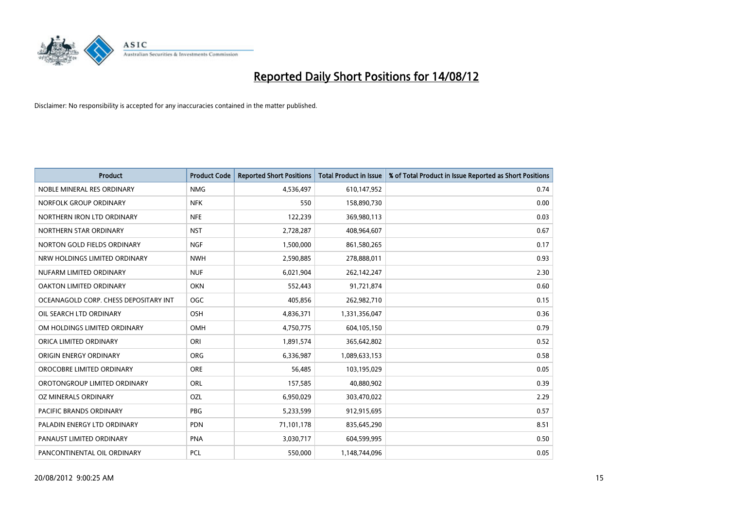# Reported Daily Short Positions for 14/08/12

Disclaimer: No responsibility is accepted for any inaccuracies contained in the matter published.

| Product | Product Code | Reported Short Positions | Total Product in Issue | % of Total Product in Issue Reported as Short Positions |
|---|---|---|---|---|
| NOBLE MINERAL RES ORDINARY | NMG | 4,536,497 | 610,147,952 | 0.74 |
| NORFOLK GROUP ORDINARY | NFK | 550 | 158,890,730 | 0.00 |
| NORTHERN IRON LTD ORDINARY | NFE | 122,239 | 369,980,113 | 0.03 |
| NORTHERN STAR ORDINARY | NST | 2,728,287 | 408,964,607 | 0.67 |
| NORTON GOLD FIELDS ORDINARY | NGF | 1,500,000 | 861,580,265 | 0.17 |
| NRW HOLDINGS LIMITED ORDINARY | NWH | 2,590,885 | 278,888,011 | 0.93 |
| NUFARM LIMITED ORDINARY | NUF | 6,021,904 | 262,142,247 | 2.30 |
| OAKTON LIMITED ORDINARY | OKN | 552,443 | 91,721,874 | 0.60 |
| OCEANAGOLD CORP. CHESS DEPOSITARY INT | OGC | 405,856 | 262,982,710 | 0.15 |
| OIL SEARCH LTD ORDINARY | OSH | 4,836,371 | 1,331,356,047 | 0.36 |
| OM HOLDINGS LIMITED ORDINARY | OMH | 4,750,775 | 604,105,150 | 0.79 |
| ORICA LIMITED ORDINARY | ORI | 1,891,574 | 365,642,802 | 0.52 |
| ORIGIN ENERGY ORDINARY | ORG | 6,336,987 | 1,089,633,153 | 0.58 |
| OROCOBRE LIMITED ORDINARY | ORE | 56,485 | 103,195,029 | 0.05 |
| OROTONGROUP LIMITED ORDINARY | ORL | 157,585 | 40,880,902 | 0.39 |
| OZ MINERALS ORDINARY | OZL | 6,950,029 | 303,470,022 | 2.29 |
| PACIFIC BRANDS ORDINARY | PBG | 5,233,599 | 912,915,695 | 0.57 |
| PALADIN ENERGY LTD ORDINARY | PDN | 71,101,178 | 835,645,290 | 8.51 |
| PANAUST LIMITED ORDINARY | PNA | 3,030,717 | 604,599,995 | 0.50 |
| PANCONTINENTAL OIL ORDINARY | PCL | 550,000 | 1,148,744,096 | 0.05 |

20/08/2012 9:00:25 AM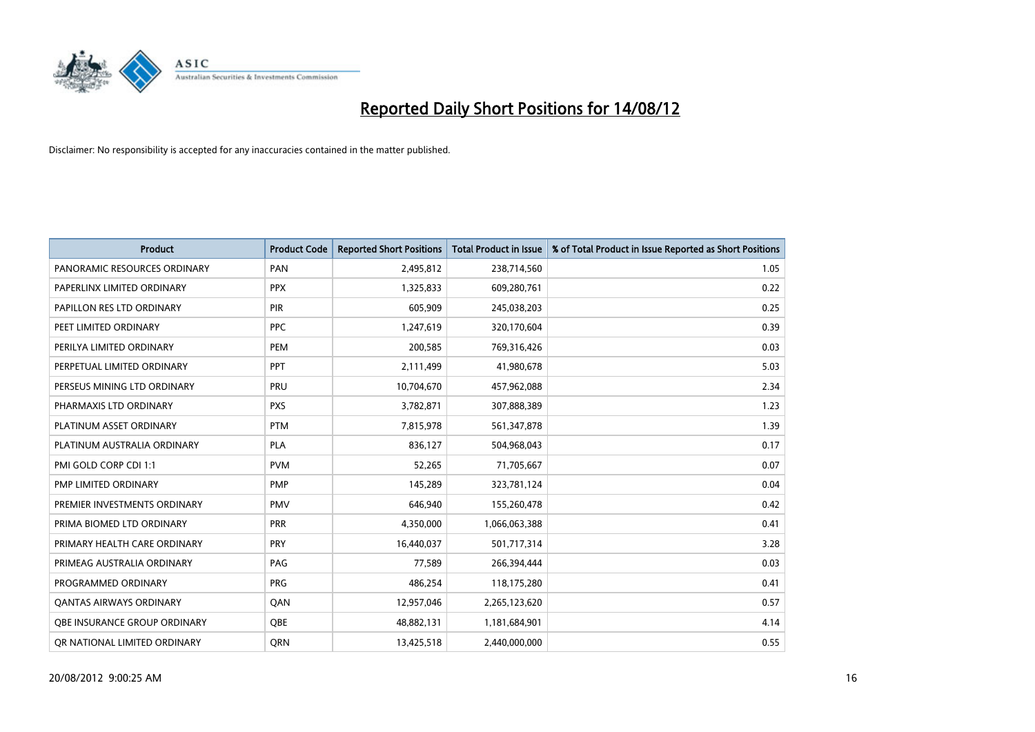# Reported Daily Short Positions for 14/08/12

Disclaimer: No responsibility is accepted for any inaccuracies contained in the matter published.

| Product | Product Code | Reported Short Positions | Total Product in Issue | % of Total Product in Issue Reported as Short Positions |
|---|---|---|---|---|
| PANORAMIC RESOURCES ORDINARY | PAN | 2,495,812 | 238,714,560 | 1.05 |
| PAPERLINX LIMITED ORDINARY | PPX | 1,325,833 | 609,280,761 | 0.22 |
| PAPILLON RES LTD ORDINARY | PIR | 605,909 | 245,038,203 | 0.25 |
| PEET LIMITED ORDINARY | PPC | 1,247,619 | 320,170,604 | 0.39 |
| PERILYA LIMITED ORDINARY | PEM | 200,585 | 769,316,426 | 0.03 |
| PERPETUAL LIMITED ORDINARY | PPT | 2,111,499 | 41,980,678 | 5.03 |
| PERSEUS MINING LTD ORDINARY | PRU | 10,704,670 | 457,962,088 | 2.34 |
| PHARMAXIS LTD ORDINARY | PXS | 3,782,871 | 307,888,389 | 1.23 |
| PLATINUM ASSET ORDINARY | PTM | 7,815,978 | 561,347,878 | 1.39 |
| PLATINUM AUSTRALIA ORDINARY | PLA | 836,127 | 504,968,043 | 0.17 |
| PMI GOLD CORP CDI 1:1 | PVM | 52,265 | 71,705,667 | 0.07 |
| PMP LIMITED ORDINARY | PMP | 145,289 | 323,781,124 | 0.04 |
| PREMIER INVESTMENTS ORDINARY | PMV | 646,940 | 155,260,478 | 0.42 |
| PRIMA BIOMED LTD ORDINARY | PRR | 4,350,000 | 1,066,063,388 | 0.41 |
| PRIMARY HEALTH CARE ORDINARY | PRY | 16,440,037 | 501,717,314 | 3.28 |
| PRIMEAG AUSTRALIA ORDINARY | PAG | 77,589 | 266,394,444 | 0.03 |
| PROGRAMMED ORDINARY | PRG | 486,254 | 118,175,280 | 0.41 |
| QANTAS AIRWAYS ORDINARY | QAN | 12,957,046 | 2,265,123,620 | 0.57 |
| QBE INSURANCE GROUP ORDINARY | QBE | 48,882,131 | 1,181,684,901 | 4.14 |
| QR NATIONAL LIMITED ORDINARY | QRN | 13,425,518 | 2,440,000,000 | 0.55 |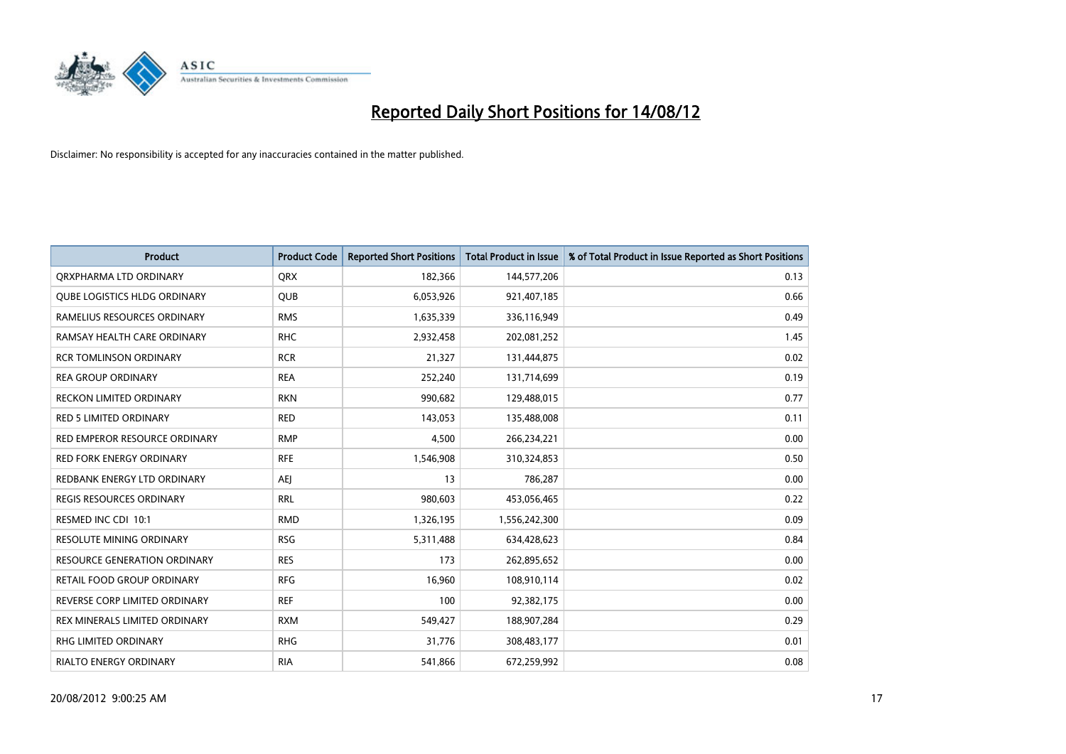# Reported Daily Short Positions for 14/08/12

Disclaimer: No responsibility is accepted for any inaccuracies contained in the matter published.

| Product | Product Code | Reported Short Positions | Total Product in Issue | % of Total Product in Issue Reported as Short Positions |
|---|---|---|---|---|
| QRXPHARMA LTD ORDINARY | QRX | 182,366 | 144,577,206 | 0.13 |
| QUBE LOGISTICS HLDG ORDINARY | QUB | 6,053,926 | 921,407,185 | 0.66 |
| RAMELIUS RESOURCES ORDINARY | RMS | 1,635,339 | 336,116,949 | 0.49 |
| RAMSAY HEALTH CARE ORDINARY | RHC | 2,932,458 | 202,081,252 | 1.45 |
| RCR TOMLINSON ORDINARY | RCR | 21,327 | 131,444,875 | 0.02 |
| REA GROUP ORDINARY | REA | 252,240 | 131,714,699 | 0.19 |
| RECKON LIMITED ORDINARY | RKN | 990,682 | 129,488,015 | 0.77 |
| RED 5 LIMITED ORDINARY | RED | 143,053 | 135,488,008 | 0.11 |
| RED EMPEROR RESOURCE ORDINARY | RMP | 4,500 | 266,234,221 | 0.00 |
| RED FORK ENERGY ORDINARY | RFE | 1,546,908 | 310,324,853 | 0.50 |
| REDBANK ENERGY LTD ORDINARY | AEJ | 13 | 786,287 | 0.00 |
| REGIS RESOURCES ORDINARY | RRL | 980,603 | 453,056,465 | 0.22 |
| RESMED INC CDI 10:1 | RMD | 1,326,195 | 1,556,242,300 | 0.09 |
| RESOLUTE MINING ORDINARY | RSG | 5,311,488 | 634,428,623 | 0.84 |
| RESOURCE GENERATION ORDINARY | RES | 173 | 262,895,652 | 0.00 |
| RETAIL FOOD GROUP ORDINARY | RFG | 16,960 | 108,910,114 | 0.02 |
| REVERSE CORP LIMITED ORDINARY | REF | 100 | 92,382,175 | 0.00 |
| REX MINERALS LIMITED ORDINARY | RXM | 549,427 | 188,907,284 | 0.29 |
| RHG LIMITED ORDINARY | RHG | 31,776 | 308,483,177 | 0.01 |
| RIALTO ENERGY ORDINARY | RIA | 541,866 | 672,259,992 | 0.08 |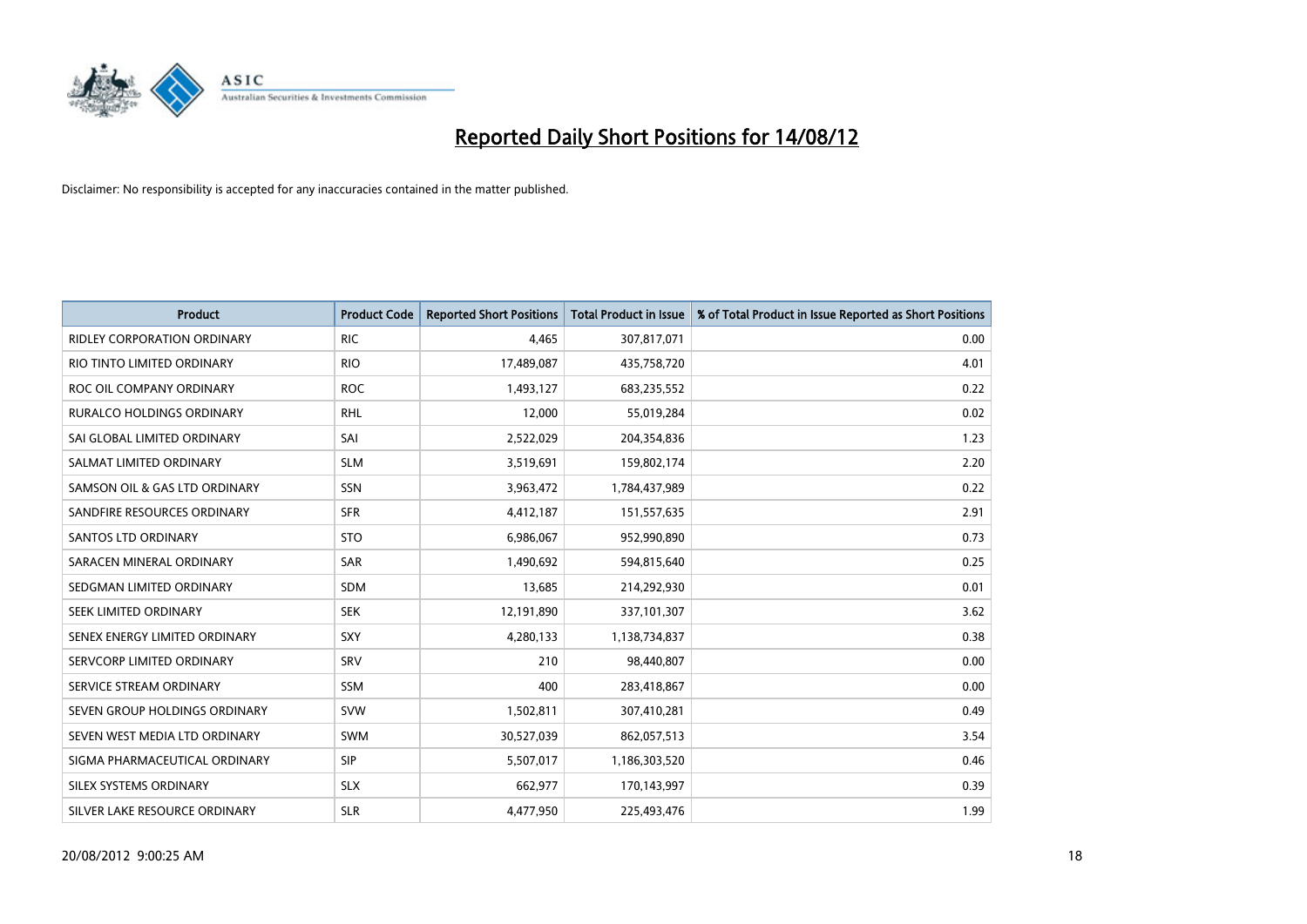# Reported Daily Short Positions for 14/08/12

Disclaimer: No responsibility is accepted for any inaccuracies contained in the matter published.

| Product | Product Code | Reported Short Positions | Total Product in Issue | % of Total Product in Issue Reported as Short Positions |
|---|---|---|---|---|
| RIDLEY CORPORATION ORDINARY | RIC | 4,465 | 307,817,071 | 0.00 |
| RIO TINTO LIMITED ORDINARY | RIO | 17,489,087 | 435,758,720 | 4.01 |
| ROC OIL COMPANY ORDINARY | ROC | 1,493,127 | 683,235,552 | 0.22 |
| RURALCO HOLDINGS ORDINARY | RHL | 12,000 | 55,019,284 | 0.02 |
| SAI GLOBAL LIMITED ORDINARY | SAI | 2,522,029 | 204,354,836 | 1.23 |
| SALMAT LIMITED ORDINARY | SLM | 3,519,691 | 159,802,174 | 2.20 |
| SAMSON OIL & GAS LTD ORDINARY | SSN | 3,963,472 | 1,784,437,989 | 0.22 |
| SANDFIRE RESOURCES ORDINARY | SFR | 4,412,187 | 151,557,635 | 2.91 |
| SANTOS LTD ORDINARY | STO | 6,986,067 | 952,990,890 | 0.73 |
| SARACEN MINERAL ORDINARY | SAR | 1,490,692 | 594,815,640 | 0.25 |
| SEDGMAN LIMITED ORDINARY | SDM | 13,685 | 214,292,930 | 0.01 |
| SEEK LIMITED ORDINARY | SEK | 12,191,890 | 337,101,307 | 3.62 |
| SENEX ENERGY LIMITED ORDINARY | SXY | 4,280,133 | 1,138,734,837 | 0.38 |
| SERVCORP LIMITED ORDINARY | SRV | 210 | 98,440,807 | 0.00 |
| SERVICE STREAM ORDINARY | SSM | 400 | 283,418,867 | 0.00 |
| SEVEN GROUP HOLDINGS ORDINARY | SVW | 1,502,811 | 307,410,281 | 0.49 |
| SEVEN WEST MEDIA LTD ORDINARY | SWM | 30,527,039 | 862,057,513 | 3.54 |
| SIGMA PHARMACEUTICAL ORDINARY | SIP | 5,507,017 | 1,186,303,520 | 0.46 |
| SILEX SYSTEMS ORDINARY | SLX | 662,977 | 170,143,997 | 0.39 |
| SILVER LAKE RESOURCE ORDINARY | SLR | 4,477,950 | 225,493,476 | 1.99 |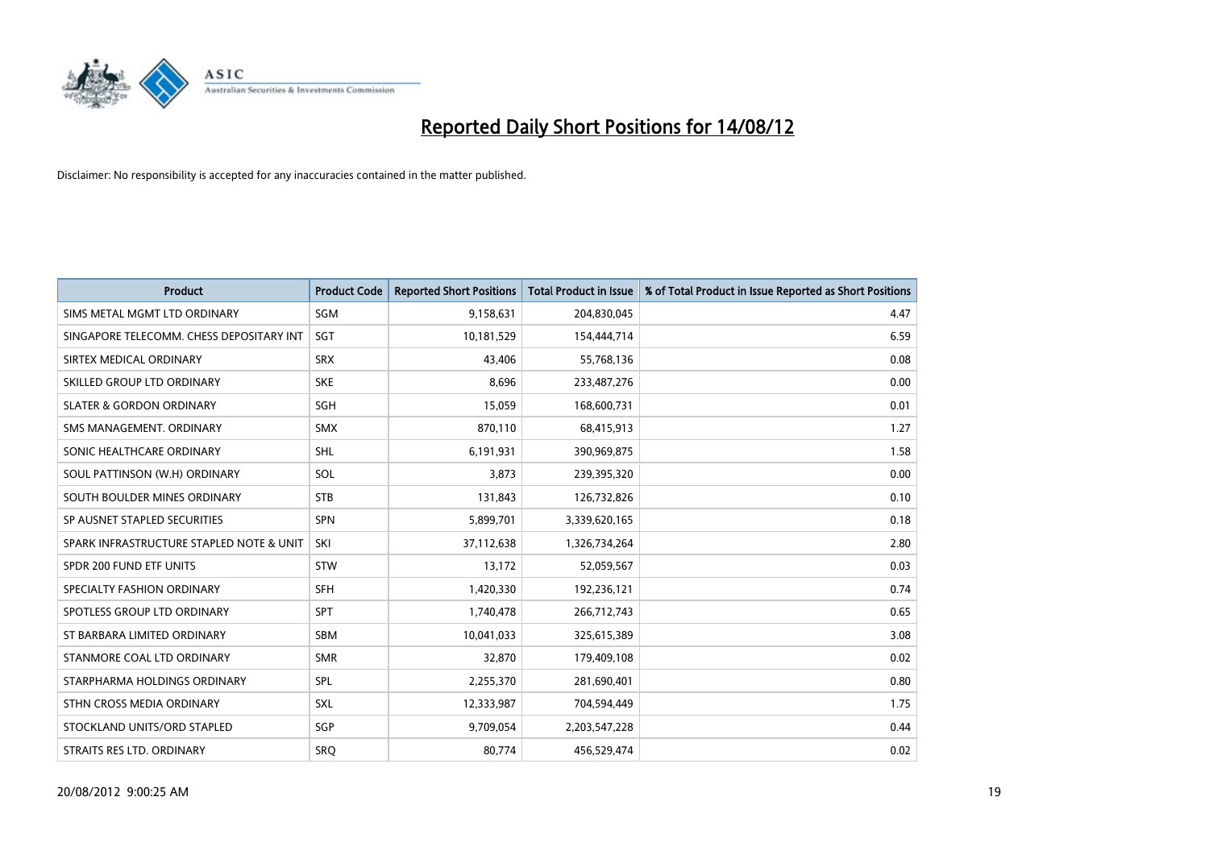# Reported Daily Short Positions for 14/08/12

Disclaimer: No responsibility is accepted for any inaccuracies contained in the matter published.

| Product | Product Code | Reported Short Positions | Total Product in Issue | % of Total Product in Issue Reported as Short Positions |
|---|---|---|---|---|
| SIMS METAL MGMT LTD ORDINARY | SGM | 9,158,631 | 204,830,045 | 4.47 |
| SINGAPORE TELECOMM. CHESS DEPOSITARY INT | SGT | 10,181,529 | 154,444,714 | 6.59 |
| SIRTEX MEDICAL ORDINARY | SRX | 43,406 | 55,768,136 | 0.08 |
| SKILLED GROUP LTD ORDINARY | SKE | 8,696 | 233,487,276 | 0.00 |
| SLATER & GORDON ORDINARY | SGH | 15,059 | 168,600,731 | 0.01 |
| SMS MANAGEMENT. ORDINARY | SMX | 870,110 | 68,415,913 | 1.27 |
| SONIC HEALTHCARE ORDINARY | SHL | 6,191,931 | 390,969,875 | 1.58 |
| SOUL PATTINSON (W.H) ORDINARY | SOL | 3,873 | 239,395,320 | 0.00 |
| SOUTH BOULDER MINES ORDINARY | STB | 131,843 | 126,732,826 | 0.10 |
| SP AUSNET STAPLED SECURITIES | SPN | 5,899,701 | 3,339,620,165 | 0.18 |
| SPARK INFRASTRUCTURE STAPLED NOTE & UNIT | SKI | 37,112,638 | 1,326,734,264 | 2.80 |
| SPDR 200 FUND ETF UNITS | STW | 13,172 | 52,059,567 | 0.03 |
| SPECIALTY FASHION ORDINARY | SFH | 1,420,330 | 192,236,121 | 0.74 |
| SPOTLESS GROUP LTD ORDINARY | SPT | 1,740,478 | 266,712,743 | 0.65 |
| ST BARBARA LIMITED ORDINARY | SBM | 10,041,033 | 325,615,389 | 3.08 |
| STANMORE COAL LTD ORDINARY | SMR | 32,870 | 179,409,108 | 0.02 |
| STARPHARMA HOLDINGS ORDINARY | SPL | 2,255,370 | 281,690,401 | 0.80 |
| STHN CROSS MEDIA ORDINARY | SXL | 12,333,987 | 704,594,449 | 1.75 |
| STOCKLAND UNITS/ORD STAPLED | SGP | 9,709,054 | 2,203,547,228 | 0.44 |
| STRAITS RES LTD. ORDINARY | SRQ | 80,774 | 456,529,474 | 0.02 |

20/08/2012 9:00:25 AM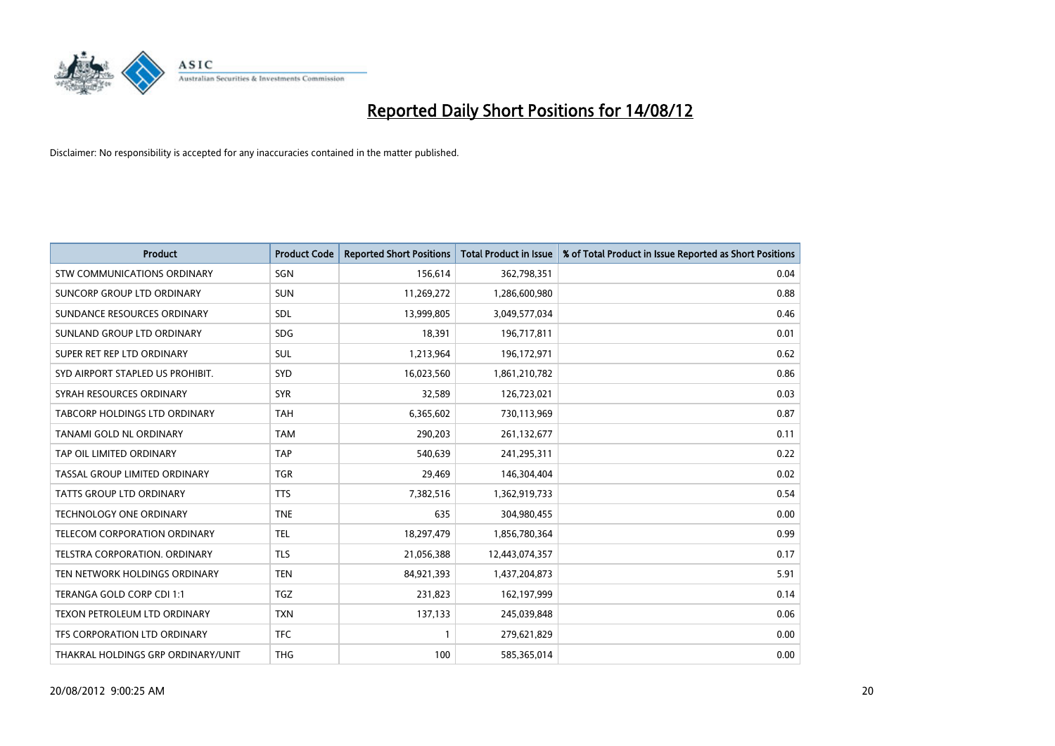# Reported Daily Short Positions for 14/08/12

Disclaimer: No responsibility is accepted for any inaccuracies contained in the matter published.

| Product | Product Code | Reported Short Positions | Total Product in Issue | % of Total Product in Issue Reported as Short Positions |
|---|---|---|---|---|
| STW COMMUNICATIONS ORDINARY | SGN | 156,614 | 362,798,351 | 0.04 |
| SUNCORP GROUP LTD ORDINARY | SUN | 11,269,272 | 1,286,600,980 | 0.88 |
| SUNDANCE RESOURCES ORDINARY | SDL | 13,999,805 | 3,049,577,034 | 0.46 |
| SUNLAND GROUP LTD ORDINARY | SDG | 18,391 | 196,717,811 | 0.01 |
| SUPER RET REP LTD ORDINARY | SUL | 1,213,964 | 196,172,971 | 0.62 |
| SYD AIRPORT STAPLED US PROHIBIT. | SYD | 16,023,560 | 1,861,210,782 | 0.86 |
| SYRAH RESOURCES ORDINARY | SYR | 32,589 | 126,723,021 | 0.03 |
| TABCORP HOLDINGS LTD ORDINARY | TAH | 6,365,602 | 730,113,969 | 0.87 |
| TANAMI GOLD NL ORDINARY | TAM | 290,203 | 261,132,677 | 0.11 |
| TAP OIL LIMITED ORDINARY | TAP | 540,639 | 241,295,311 | 0.22 |
| TASSAL GROUP LIMITED ORDINARY | TGR | 29,469 | 146,304,404 | 0.02 |
| TATTS GROUP LTD ORDINARY | TTS | 7,382,516 | 1,362,919,733 | 0.54 |
| TECHNOLOGY ONE ORDINARY | TNE | 635 | 304,980,455 | 0.00 |
| TELECOM CORPORATION ORDINARY | TEL | 18,297,479 | 1,856,780,364 | 0.99 |
| TELSTRA CORPORATION. ORDINARY | TLS | 21,056,388 | 12,443,074,357 | 0.17 |
| TEN NETWORK HOLDINGS ORDINARY | TEN | 84,921,393 | 1,437,204,873 | 5.91 |
| TERANGA GOLD CORP CDI 1:1 | TGZ | 231,823 | 162,197,999 | 0.14 |
| TEXON PETROLEUM LTD ORDINARY | TXN | 137,133 | 245,039,848 | 0.06 |
| TFS CORPORATION LTD ORDINARY | TFC | 1 | 279,621,829 | 0.00 |
| THAKRAL HOLDINGS GRP ORDINARY/UNIT | THG | 100 | 585,365,014 | 0.00 |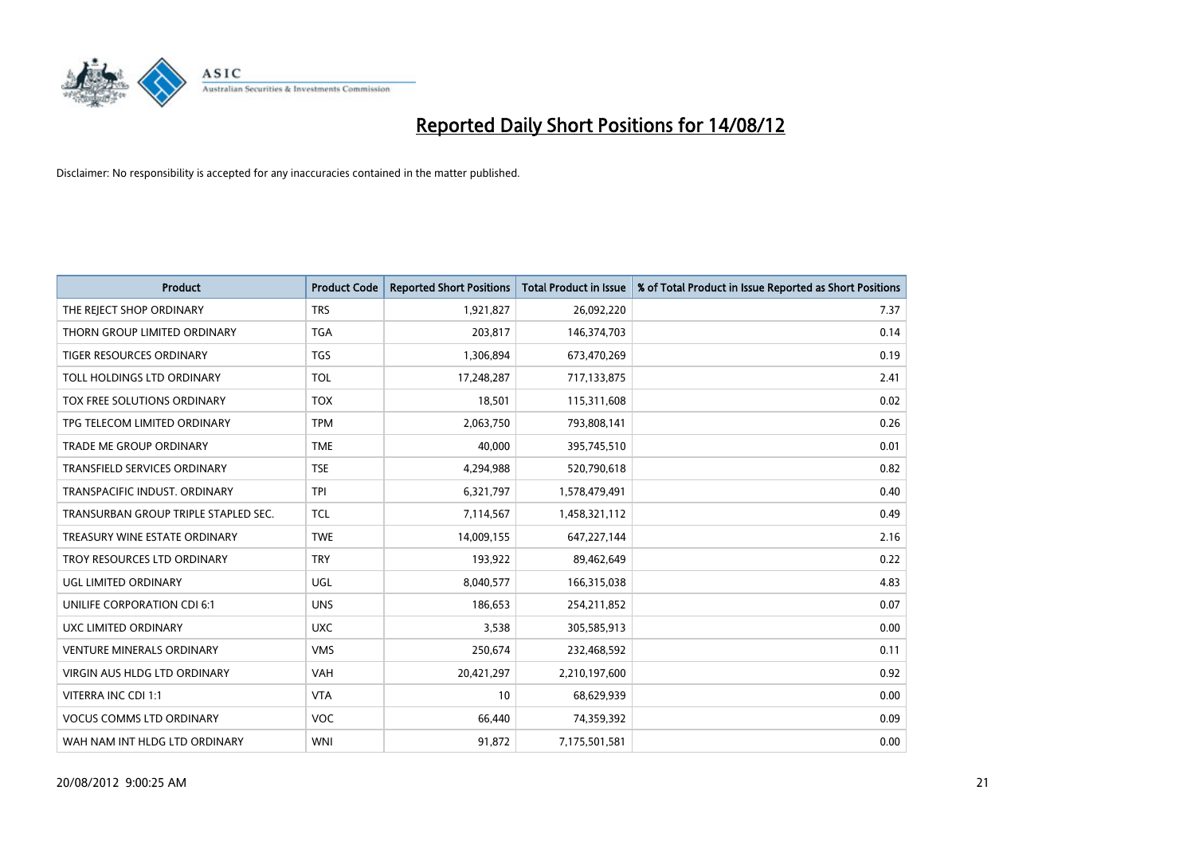# Reported Daily Short Positions for 14/08/12

Disclaimer: No responsibility is accepted for any inaccuracies contained in the matter published.

| Product | Product Code | Reported Short Positions | Total Product in Issue | % of Total Product in Issue Reported as Short Positions |
|---|---|---|---|---|
| THE REJECT SHOP ORDINARY | TRS | 1,921,827 | 26,092,220 | 7.37 |
| THORN GROUP LIMITED ORDINARY | TGA | 203,817 | 146,374,703 | 0.14 |
| TIGER RESOURCES ORDINARY | TGS | 1,306,894 | 673,470,269 | 0.19 |
| TOLL HOLDINGS LTD ORDINARY | TOL | 17,248,287 | 717,133,875 | 2.41 |
| TOX FREE SOLUTIONS ORDINARY | TOX | 18,501 | 115,311,608 | 0.02 |
| TPG TELECOM LIMITED ORDINARY | TPM | 2,063,750 | 793,808,141 | 0.26 |
| TRADE ME GROUP ORDINARY | TME | 40,000 | 395,745,510 | 0.01 |
| TRANSFIELD SERVICES ORDINARY | TSE | 4,294,988 | 520,790,618 | 0.82 |
| TRANSPACIFIC INDUST. ORDINARY | TPI | 6,321,797 | 1,578,479,491 | 0.40 |
| TRANSURBAN GROUP TRIPLE STAPLED SEC. | TCL | 7,114,567 | 1,458,321,112 | 0.49 |
| TREASURY WINE ESTATE ORDINARY | TWE | 14,009,155 | 647,227,144 | 2.16 |
| TROY RESOURCES LTD ORDINARY | TRY | 193,922 | 89,462,649 | 0.22 |
| UGL LIMITED ORDINARY | UGL | 8,040,577 | 166,315,038 | 4.83 |
| UNILIFE CORPORATION CDI 6:1 | UNS | 186,653 | 254,211,852 | 0.07 |
| UXC LIMITED ORDINARY | UXC | 3,538 | 305,585,913 | 0.00 |
| VENTURE MINERALS ORDINARY | VMS | 250,674 | 232,468,592 | 0.11 |
| VIRGIN AUS HLDG LTD ORDINARY | VAH | 20,421,297 | 2,210,197,600 | 0.92 |
| VITERRA INC CDI 1:1 | VTA | 10 | 68,629,939 | 0.00 |
| VOCUS COMMS LTD ORDINARY | VOC | 66,440 | 74,359,392 | 0.09 |
| WAH NAM INT HLDG LTD ORDINARY | WNI | 91,872 | 7,175,501,581 | 0.00 |

20/08/2012 9:00:25 AM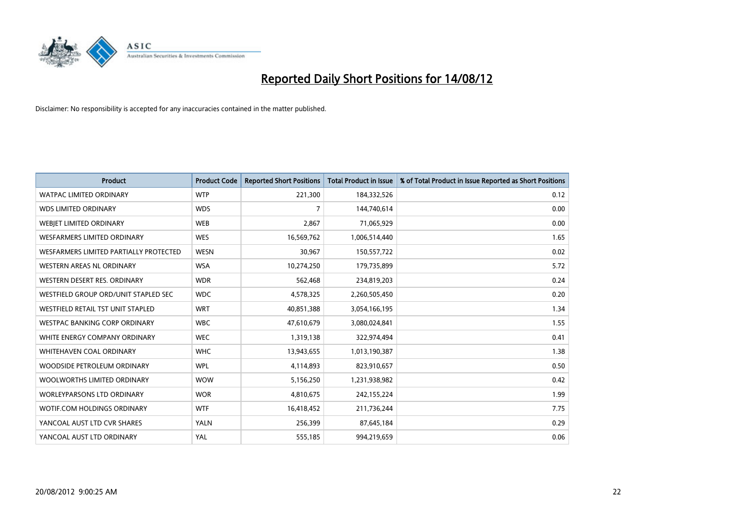# Reported Daily Short Positions for 14/08/12

Disclaimer: No responsibility is accepted for any inaccuracies contained in the matter published.

| Product | Product Code | Reported Short Positions | Total Product in Issue | % of Total Product in Issue Reported as Short Positions |
|---|---|---|---|---|
| WATPAC LIMITED ORDINARY | WTP | 221,300 | 184,332,526 | 0.12 |
| WDS LIMITED ORDINARY | WDS | 7 | 144,740,614 | 0.00 |
| WEBJET LIMITED ORDINARY | WEB | 2,867 | 71,065,929 | 0.00 |
| WESFARMERS LIMITED ORDINARY | WES | 16,569,762 | 1,006,514,440 | 1.65 |
| WESFARMERS LIMITED PARTIALLY PROTECTED | WESN | 30,967 | 150,557,722 | 0.02 |
| WESTERN AREAS NL ORDINARY | WSA | 10,274,250 | 179,735,899 | 5.72 |
| WESTERN DESERT RES. ORDINARY | WDR | 562,468 | 234,819,203 | 0.24 |
| WESTFIELD GROUP ORD/UNIT STAPLED SEC | WDC | 4,578,325 | 2,260,505,450 | 0.20 |
| WESTFIELD RETAIL TST UNIT STAPLED | WRT | 40,851,388 | 3,054,166,195 | 1.34 |
| WESTPAC BANKING CORP ORDINARY | WBC | 47,610,679 | 3,080,024,841 | 1.55 |
| WHITE ENERGY COMPANY ORDINARY | WEC | 1,319,138 | 322,974,494 | 0.41 |
| WHITEHAVEN COAL ORDINARY | WHC | 13,943,655 | 1,013,190,387 | 1.38 |
| WOODSIDE PETROLEUM ORDINARY | WPL | 4,114,893 | 823,910,657 | 0.50 |
| WOOLWORTHS LIMITED ORDINARY | WOW | 5,156,250 | 1,231,938,982 | 0.42 |
| WORLEYPARSONS LTD ORDINARY | WOR | 4,810,675 | 242,155,224 | 1.99 |
| WOTIF.COM HOLDINGS ORDINARY | WTF | 16,418,452 | 211,736,244 | 7.75 |
| YANCOAL AUST LTD CVR SHARES | YALN | 256,399 | 87,645,184 | 0.29 |
| YANCOAL AUST LTD ORDINARY | YAL | 555,185 | 994,219,659 | 0.06 |